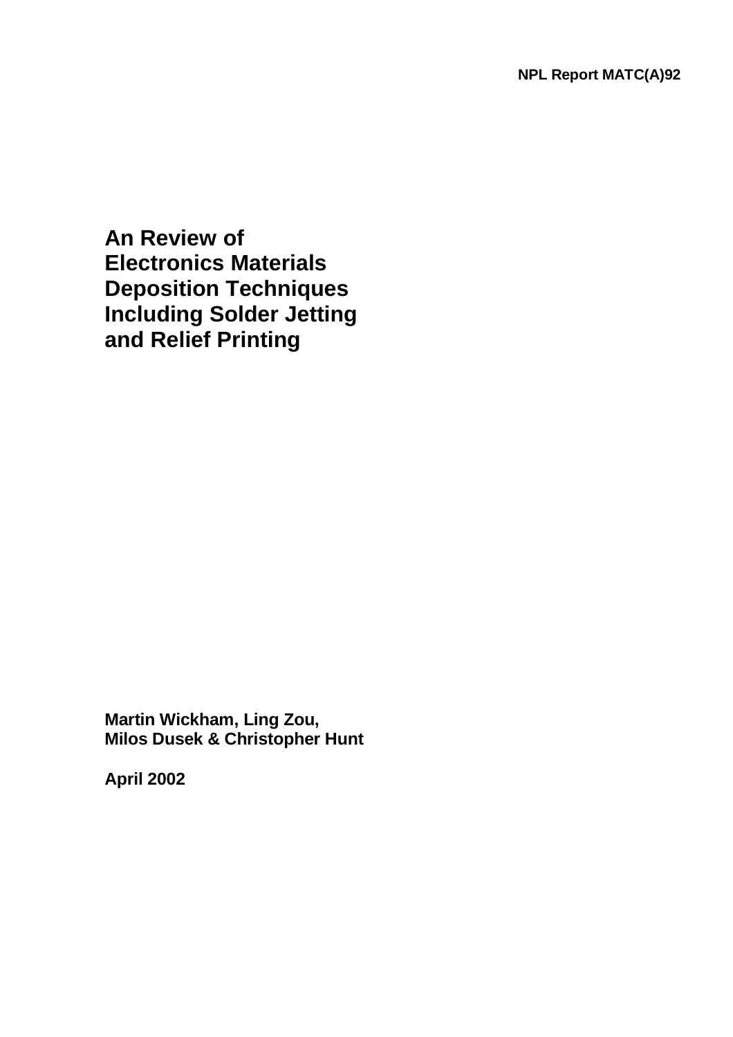NPL Report MATC(A)92

# An Review of Electronics Materials Deposition Techniques Including Solder Jetting and Relief Printing

**Martin Wickham, Ling Zou, Milos Dusek & Christopher Hunt**

**April 2002**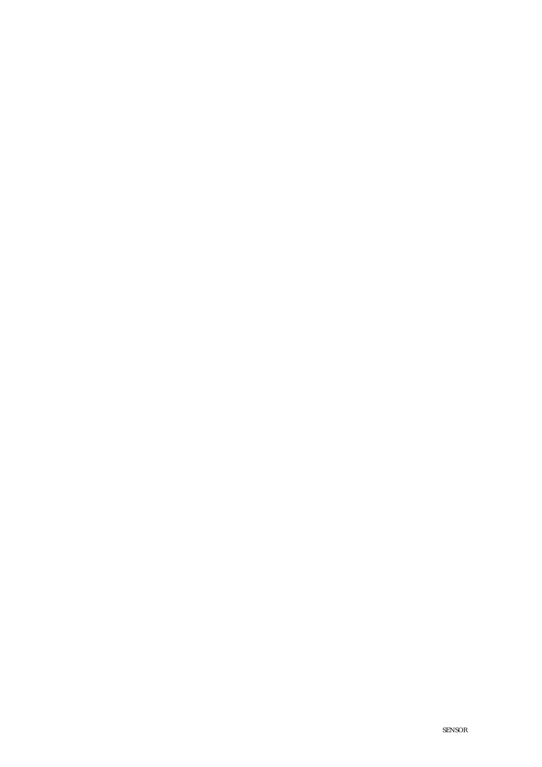SENSOR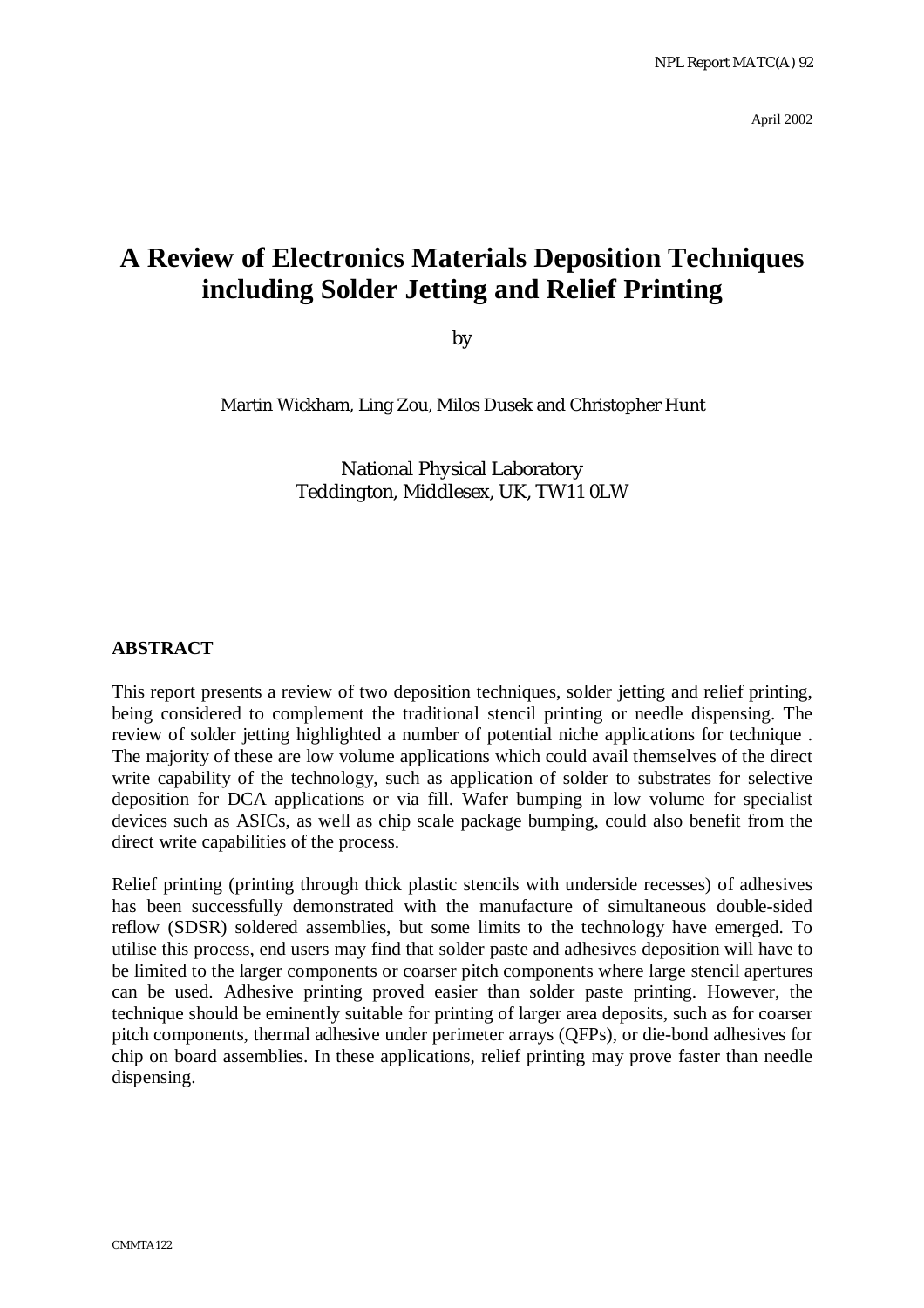NPL Report MATC(A) 92

April 2002

# A Review of Electronics Materials Deposition Techniques including Solder Jetting and Relief Printing

by

Martin Wickham, Ling Zou, Milos Dusek and Christopher Hunt

National Physical Laboratory
Teddington, Middlesex, UK, TW11 0LW

## ABSTRACT

This report presents a review of two deposition techniques, solder jetting and relief printing, being considered to complement the traditional stencil printing or needle dispensing. The review of solder jetting highlighted a number of potential niche applications for technique . The majority of these are low volume applications which could avail themselves of the direct write capability of the technology, such as application of solder to substrates for selective deposition for DCA applications or via fill. Wafer bumping in low volume for specialist devices such as ASICs, as well as chip scale package bumping, could also benefit from the direct write capabilities of the process.

Relief printing (printing through thick plastic stencils with underside recesses) of adhesives has been successfully demonstrated with the manufacture of simultaneous double-sided reflow (SDSR) soldered assemblies, but some limits to the technology have emerged. To utilise this process, end users may find that solder paste and adhesives deposition will have to be limited to the larger components or coarser pitch components where large stencil apertures can be used. Adhesive printing proved easier than solder paste printing. However, the technique should be eminently suitable for printing of larger area deposits, such as for coarser pitch components, thermal adhesive under perimeter arrays (QFPs), or die-bond adhesives for chip on board assemblies. In these applications, relief printing may prove faster than needle dispensing.

CMMTA122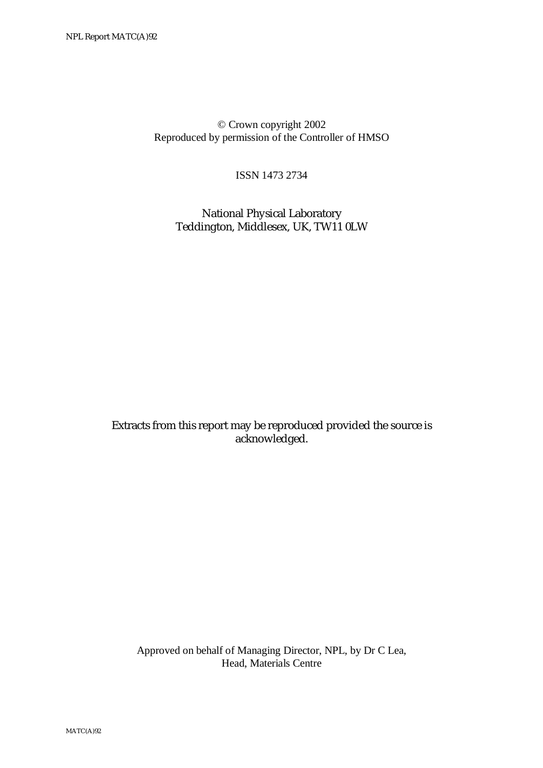© Crown copyright 2002
Reproduced by permission of the Controller of HMSO

ISSN 1473 2734

National Physical Laboratory
Teddington, Middlesex, UK, TW11 0LW

Extracts from this report may be reproduced provided the source is acknowledged.

Approved on behalf of Managing Director, NPL, by Dr C Lea,
Head, Materials Centre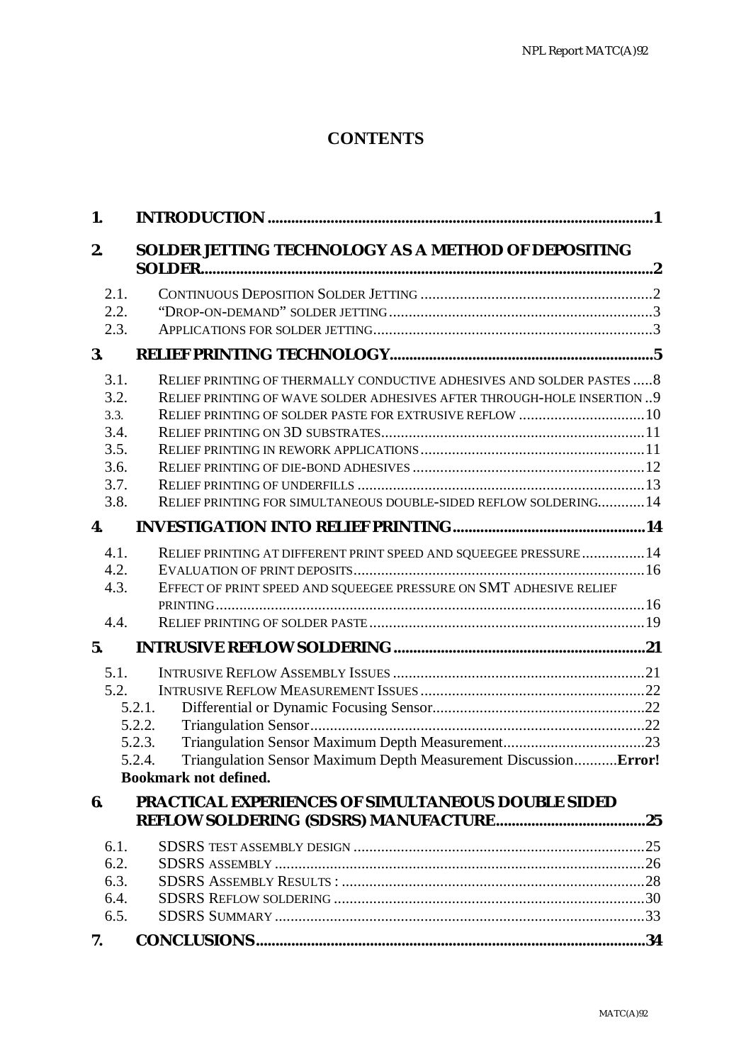# CONTENTS

1. **INTRODUCTION** ... 1
2. **SOLDER JETTING TECHNOLOGY AS A METHOD OF DEPOSITING SOLDER** ... 2
   - 2.1. CONTINUOUS DEPOSITION SOLDER JETTING ... 2
   - 2.2. "DROP-ON-DEMAND" SOLDER JETTING ... 3
   - 2.3. APPLICATIONS FOR SOLDER JETTING ... 3
3. **RELIEF PRINTING TECHNOLOGY** ... 5
   - 3.1. RELIEF PRINTING OF THERMALLY CONDUCTIVE ADHESIVES AND SOLDER PASTES ... 8
   - 3.2. RELIEF PRINTING OF WAVE SOLDER ADHESIVES AFTER THROUGH-HOLE INSERTION .. 9
   - 3.3. RELIEF PRINTING OF SOLDER PASTE FOR EXTRUSIVE REFLOW ... 10
   - 3.4. RELIEF PRINTING ON 3D SUBSTRATES ... 11
   - 3.5. RELIEF PRINTING IN REWORK APPLICATIONS ... 11
   - 3.6. RELIEF PRINTING OF DIE-BOND ADHESIVES ... 12
   - 3.7. RELIEF PRINTING OF UNDERFILLS ... 13
   - 3.8. RELIEF PRINTING FOR SIMULTANEOUS DOUBLE-SIDED REFLOW SOLDERING ... 14
4. **INVESTIGATION INTO RELIEF PRINTING** ... 14
   - 4.1. RELIEF PRINTING AT DIFFERENT PRINT SPEED AND SQUEEGEE PRESSURE ... 14
   - 4.2. EVALUATION OF PRINT DEPOSITS ... 16
   - 4.3. EFFECT OF PRINT SPEED AND SQUEEGEE PRESSURE ON SMT ADHESIVE RELIEF PRINTING ... 16
   - 4.4. RELIEF PRINTING OF SOLDER PASTE ... 19
5. **INTRUSIVE REFLOW SOLDERING** ... 21
   - 5.1. INTRUSIVE REFLOW ASSEMBLY ISSUES ... 21
   - 5.2. INTRUSIVE REFLOW MEASUREMENT ISSUES ... 22
     - 5.2.1. Differential or Dynamic Focusing Sensor ... 22
     - 5.2.2. Triangulation Sensor ... 22
     - 5.2.3. Triangulation Sensor Maximum Depth Measurement ... 23
     - 5.2.4. Triangulation Sensor Maximum Depth Measurement Discussion ... **Error! Bookmark not defined.**
6. **PRACTICAL EXPERIENCES OF SIMULTANEOUS DOUBLE SIDED REFLOW SOLDERING (SDSRS) MANUFACTURE** ... 25
   - 6.1. SDSRS TEST ASSEMBLY DESIGN ... 25
   - 6.2. SDSRS ASSEMBLY ... 26
   - 6.3. SDSRS ASSEMBLY RESULTS : ... 28
   - 6.4. SDSRS REFLOW SOLDERING ... 30
   - 6.5. SDSRS SUMMARY ... 33
7. **CONCLUSIONS** ... 34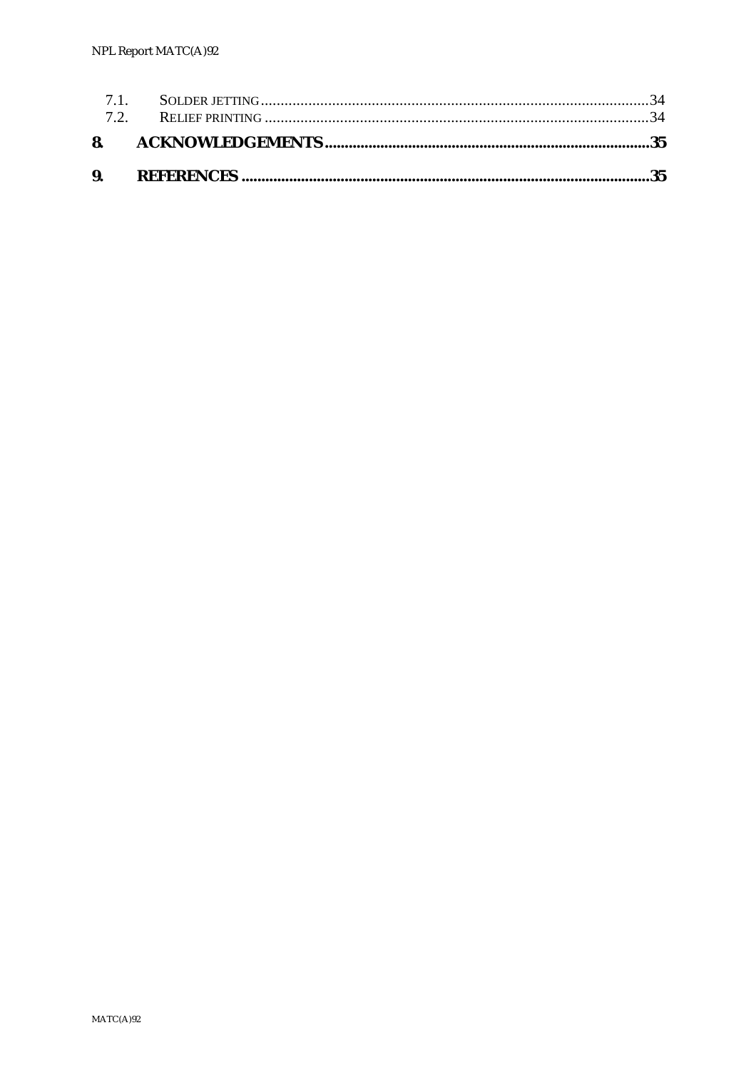7.1. SOLDER JETTING ........................................................................................................34
7.2. RELIEF PRINTING ........................................................................................................34

**8. ACKNOWLEDGEMENTS ........................................................................................35**

**9. REFERENCES ...............................................................................................................35**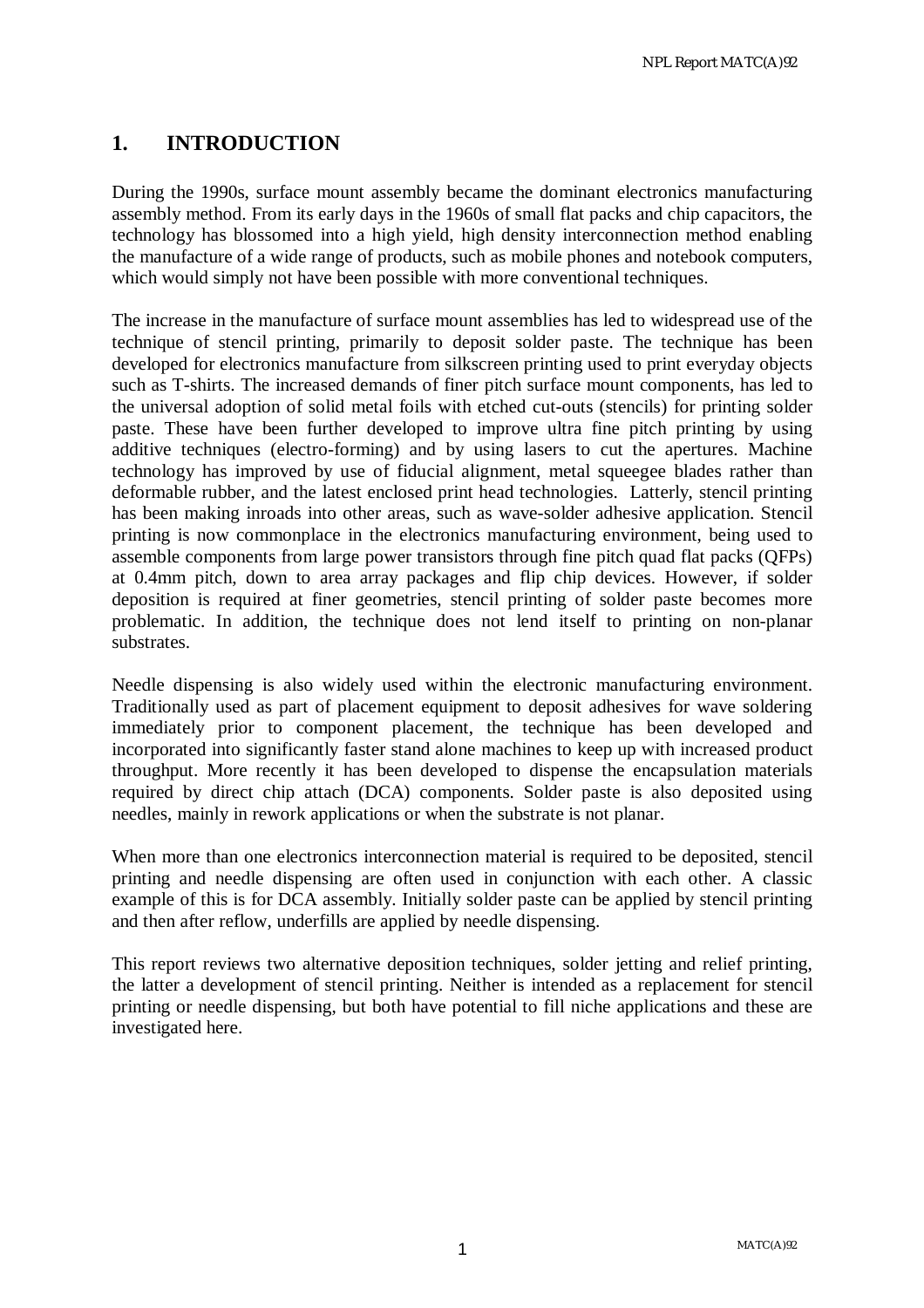# 1. INTRODUCTION

During the 1990s, surface mount assembly became the dominant electronics manufacturing assembly method. From its early days in the 1960s of small flat packs and chip capacitors, the technology has blossomed into a high yield, high density interconnection method enabling the manufacture of a wide range of products, such as mobile phones and notebook computers, which would simply not have been possible with more conventional techniques.

The increase in the manufacture of surface mount assemblies has led to widespread use of the technique of stencil printing, primarily to deposit solder paste. The technique has been developed for electronics manufacture from silkscreen printing used to print everyday objects such as T-shirts. The increased demands of finer pitch surface mount components, has led to the universal adoption of solid metal foils with etched cut-outs (stencils) for printing solder paste. These have been further developed to improve ultra fine pitch printing by using additive techniques (electro-forming) and by using lasers to cut the apertures. Machine technology has improved by use of fiducial alignment, metal squeegee blades rather than deformable rubber, and the latest enclosed print head technologies. Latterly, stencil printing has been making inroads into other areas, such as wave-solder adhesive application. Stencil printing is now commonplace in the electronics manufacturing environment, being used to assemble components from large power transistors through fine pitch quad flat packs (QFPs) at 0.4mm pitch, down to area array packages and flip chip devices. However, if solder deposition is required at finer geometries, stencil printing of solder paste becomes more problematic. In addition, the technique does not lend itself to printing on non-planar substrates.

Needle dispensing is also widely used within the electronic manufacturing environment. Traditionally used as part of placement equipment to deposit adhesives for wave soldering immediately prior to component placement, the technique has been developed and incorporated into significantly faster stand alone machines to keep up with increased product throughput. More recently it has been developed to dispense the encapsulation materials required by direct chip attach (DCA) components. Solder paste is also deposited using needles, mainly in rework applications or when the substrate is not planar.

When more than one electronics interconnection material is required to be deposited, stencil printing and needle dispensing are often used in conjunction with each other. A classic example of this is for DCA assembly. Initially solder paste can be applied by stencil printing and then after reflow, underfills are applied by needle dispensing.

This report reviews two alternative deposition techniques, solder jetting and relief printing, the latter a development of stencil printing. Neither is intended as a replacement for stencil printing or needle dispensing, but both have potential to fill niche applications and these are investigated here.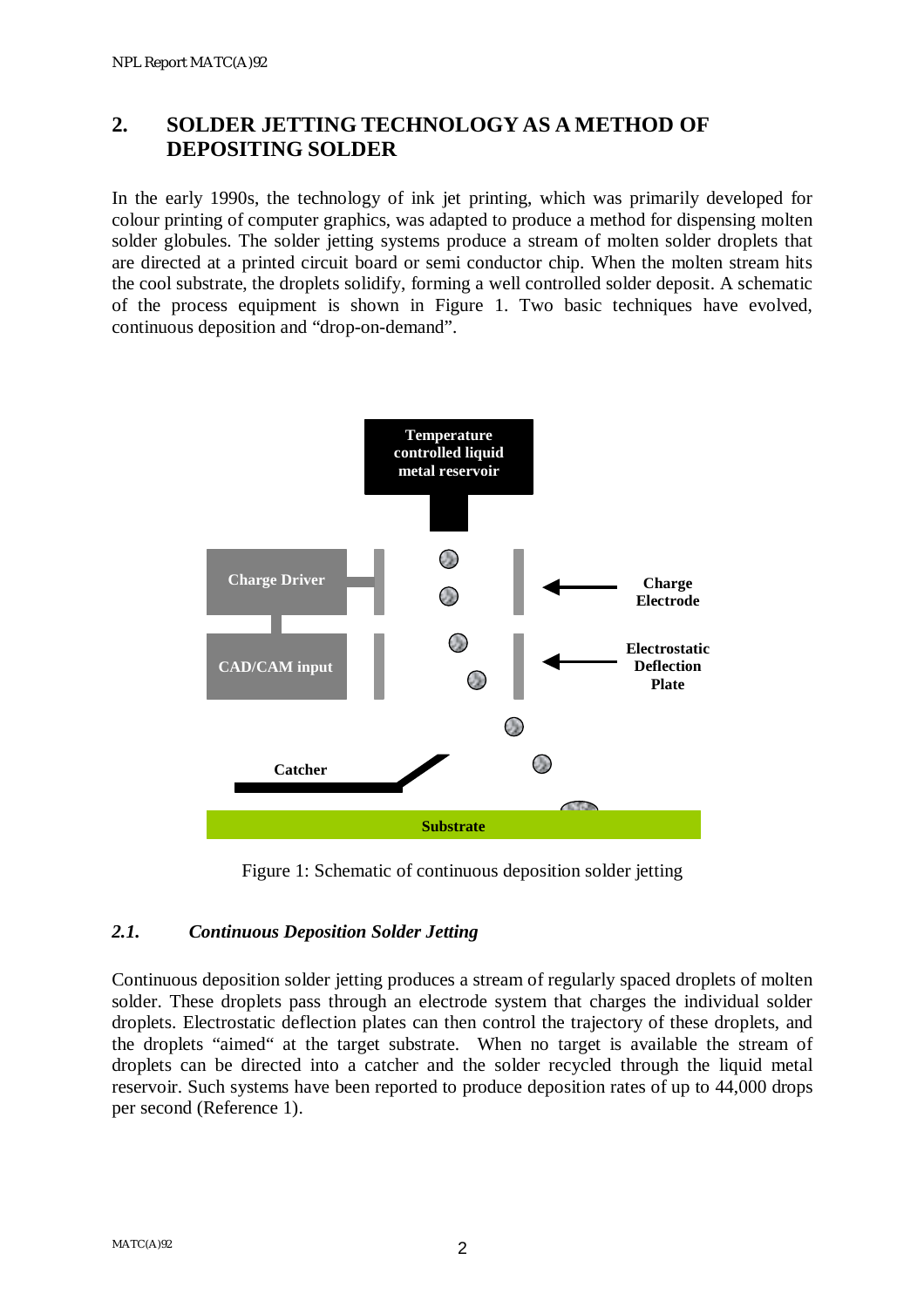## 2. SOLDER JETTING TECHNOLOGY AS A METHOD OF DEPOSITING SOLDER

In the early 1990s, the technology of ink jet printing, which was primarily developed for colour printing of computer graphics, was adapted to produce a method for dispensing molten solder globules. The solder jetting systems produce a stream of molten solder droplets that are directed at a printed circuit board or semi conductor chip. When the molten stream hits the cool substrate, the droplets solidify, forming a well controlled solder deposit. A schematic of the process equipment is shown in Figure 1. Two basic techniques have evolved, continuous deposition and "drop-on-demand".

Temperature controlled liquid metal reservoir

Charge Driver

CAD/CAM input

Charge Electrode

Electrostatic Deflection Plate

Catcher

Substrate

Figure 1: Schematic of continuous deposition solder jetting

### *2.1. Continuous Deposition Solder Jetting*

Continuous deposition solder jetting produces a stream of regularly spaced droplets of molten solder. These droplets pass through an electrode system that charges the individual solder droplets. Electrostatic deflection plates can then control the trajectory of these droplets, and the droplets "aimed" at the target substrate. When no target is available the stream of droplets can be directed into a catcher and the solder recycled through the liquid metal reservoir. Such systems have been reported to produce deposition rates of up to 44,000 drops per second (Reference 1).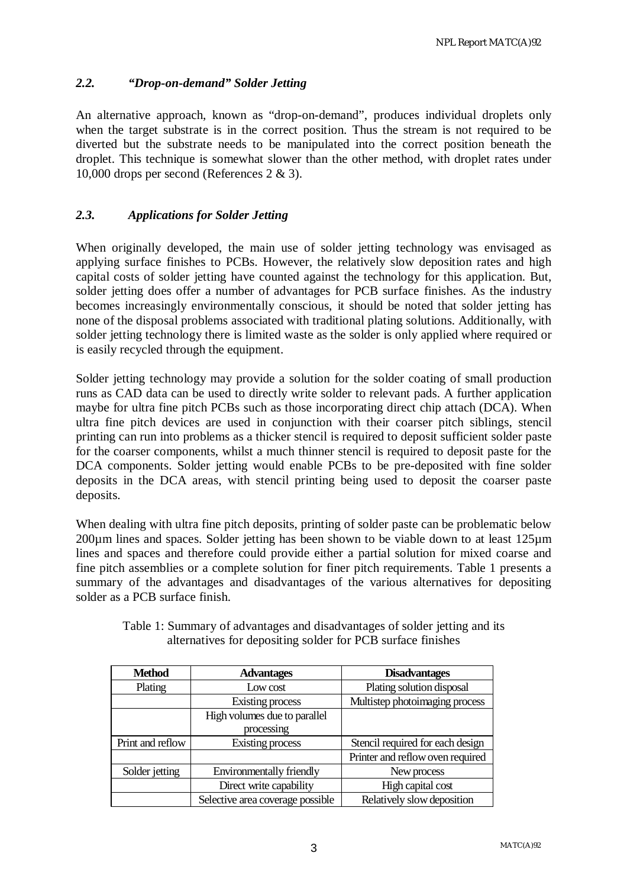### *2.2. "Drop-on-demand" Solder Jetting*

An alternative approach, known as "drop-on-demand", produces individual droplets only when the target substrate is in the correct position. Thus the stream is not required to be diverted but the substrate needs to be manipulated into the correct position beneath the droplet. This technique is somewhat slower than the other method, with droplet rates under 10,000 drops per second (References 2 & 3).

### *2.3. Applications for Solder Jetting*

When originally developed, the main use of solder jetting technology was envisaged as applying surface finishes to PCBs. However, the relatively slow deposition rates and high capital costs of solder jetting have counted against the technology for this application. But, solder jetting does offer a number of advantages for PCB surface finishes. As the industry becomes increasingly environmentally conscious, it should be noted that solder jetting has none of the disposal problems associated with traditional plating solutions. Additionally, with solder jetting technology there is limited waste as the solder is only applied where required or is easily recycled through the equipment.

Solder jetting technology may provide a solution for the solder coating of small production runs as CAD data can be used to directly write solder to relevant pads. A further application maybe for ultra fine pitch PCBs such as those incorporating direct chip attach (DCA). When ultra fine pitch devices are used in conjunction with their coarser pitch siblings, stencil printing can run into problems as a thicker stencil is required to deposit sufficient solder paste for the coarser components, whilst a much thinner stencil is required to deposit paste for the DCA components. Solder jetting would enable PCBs to be pre-deposited with fine solder deposits in the DCA areas, with stencil printing being used to deposit the coarser paste deposits.

When dealing with ultra fine pitch deposits, printing of solder paste can be problematic below 200µm lines and spaces. Solder jetting has been shown to be viable down to at least 125µm lines and spaces and therefore could provide either a partial solution for mixed coarse and fine pitch assemblies or a complete solution for finer pitch requirements. Table 1 presents a summary of the advantages and disadvantages of the various alternatives for depositing solder as a PCB surface finish.

Table 1: Summary of advantages and disadvantages of solder jetting and its alternatives for depositing solder for PCB surface finishes

| Method | Advantages | Disadvantages |
|---|---|---|
| Plating | Low cost | Plating solution disposal |
| | Existing process | Multistep photoimaging process |
| | High volumes due to parallel processing | |
| Print and reflow | Existing process | Stencil required for each design |
| | | Printer and reflow oven required |
| Solder jetting | Environmentally friendly | New process |
| | Direct write capability | High capital cost |
| | Selective area coverage possible | Relatively slow deposition |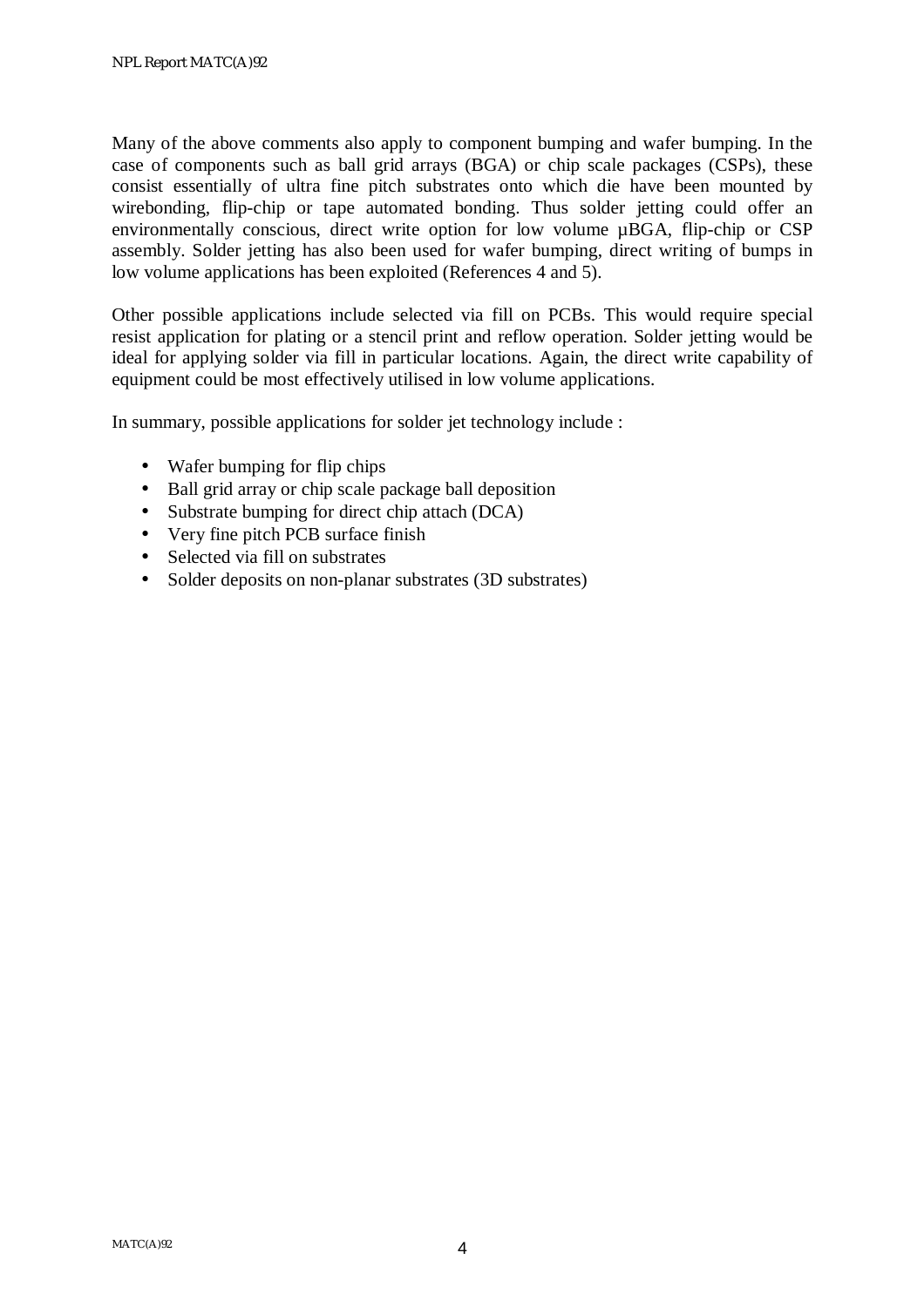Many of the above comments also apply to component bumping and wafer bumping. In the case of components such as ball grid arrays (BGA) or chip scale packages (CSPs), these consist essentially of ultra fine pitch substrates onto which die have been mounted by wirebonding, flip-chip or tape automated bonding. Thus solder jetting could offer an environmentally conscious, direct write option for low volume µBGA, flip-chip or CSP assembly. Solder jetting has also been used for wafer bumping, direct writing of bumps in low volume applications has been exploited (References 4 and 5).

Other possible applications include selected via fill on PCBs. This would require special resist application for plating or a stencil print and reflow operation. Solder jetting would be ideal for applying solder via fill in particular locations. Again, the direct write capability of equipment could be most effectively utilised in low volume applications.

In summary, possible applications for solder jet technology include :

- Wafer bumping for flip chips
- Ball grid array or chip scale package ball deposition
- Substrate bumping for direct chip attach (DCA)
- Very fine pitch PCB surface finish
- Selected via fill on substrates
- Solder deposits on non-planar substrates (3D substrates)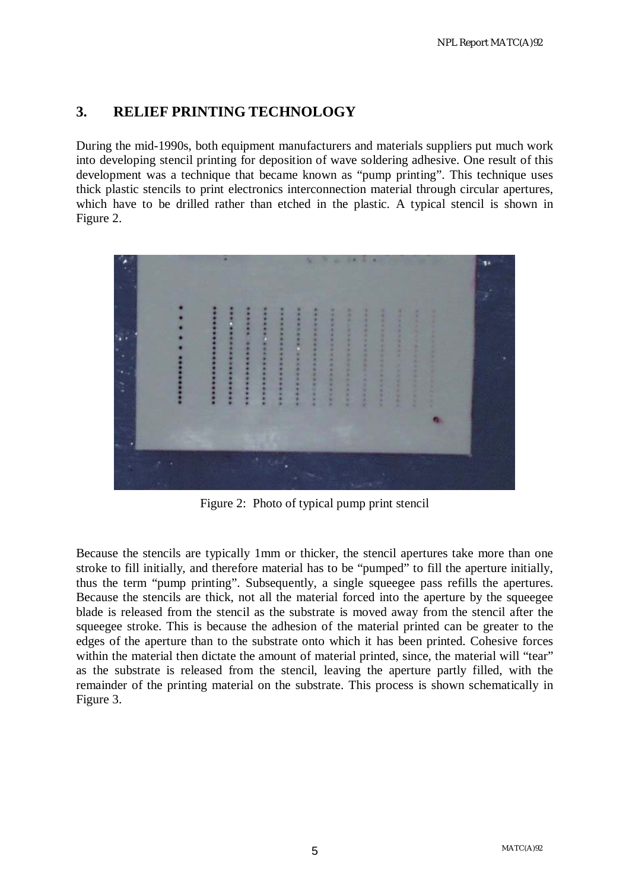## 3. RELIEF PRINTING TECHNOLOGY

During the mid-1990s, both equipment manufacturers and materials suppliers put much work into developing stencil printing for deposition of wave soldering adhesive. One result of this development was a technique that became known as "pump printing". This technique uses thick plastic stencils to print electronics interconnection material through circular apertures, which have to be drilled rather than etched in the plastic. A typical stencil is shown in Figure 2.

Figure 2: Photo of typical pump print stencil

Because the stencils are typically 1mm or thicker, the stencil apertures take more than one stroke to fill initially, and therefore material has to be "pumped" to fill the aperture initially, thus the term "pump printing". Subsequently, a single squeegee pass refills the apertures. Because the stencils are thick, not all the material forced into the aperture by the squeegee blade is released from the stencil as the substrate is moved away from the stencil after the squeegee stroke. This is because the adhesion of the material printed can be greater to the edges of the aperture than to the substrate onto which it has been printed. Cohesive forces within the material then dictate the amount of material printed, since, the material will "tear" as the substrate is released from the stencil, leaving the aperture partly filled, with the remainder of the printing material on the substrate. This process is shown schematically in Figure 3.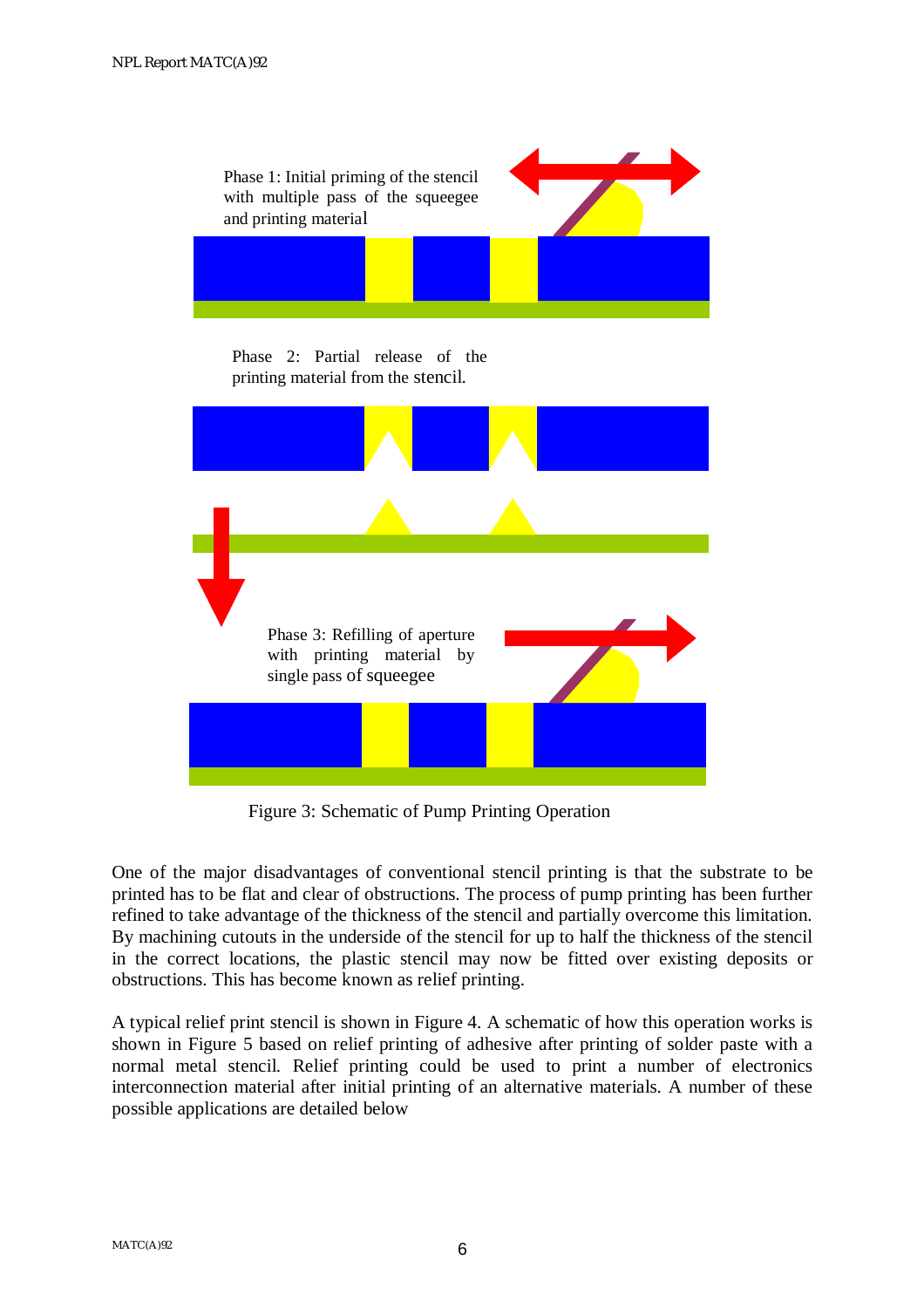Phase 1: Initial priming of the stencil with multiple pass of the squeegee and printing material

Phase 2: Partial release of the printing material from the stencil.

Phase 3: Refilling of aperture with printing material by single pass of squeegee

Figure 3: Schematic of Pump Printing Operation

One of the major disadvantages of conventional stencil printing is that the substrate to be printed has to be flat and clear of obstructions. The process of pump printing has been further refined to take advantage of the thickness of the stencil and partially overcome this limitation. By machining cutouts in the underside of the stencil for up to half the thickness of the stencil in the correct locations, the plastic stencil may now be fitted over existing deposits or obstructions. This has become known as relief printing.

A typical relief print stencil is shown in Figure 4. A schematic of how this operation works is shown in Figure 5 based on relief printing of adhesive after printing of solder paste with a normal metal stencil. Relief printing could be used to print a number of electronics interconnection material after initial printing of an alternative materials. A number of these possible applications are detailed below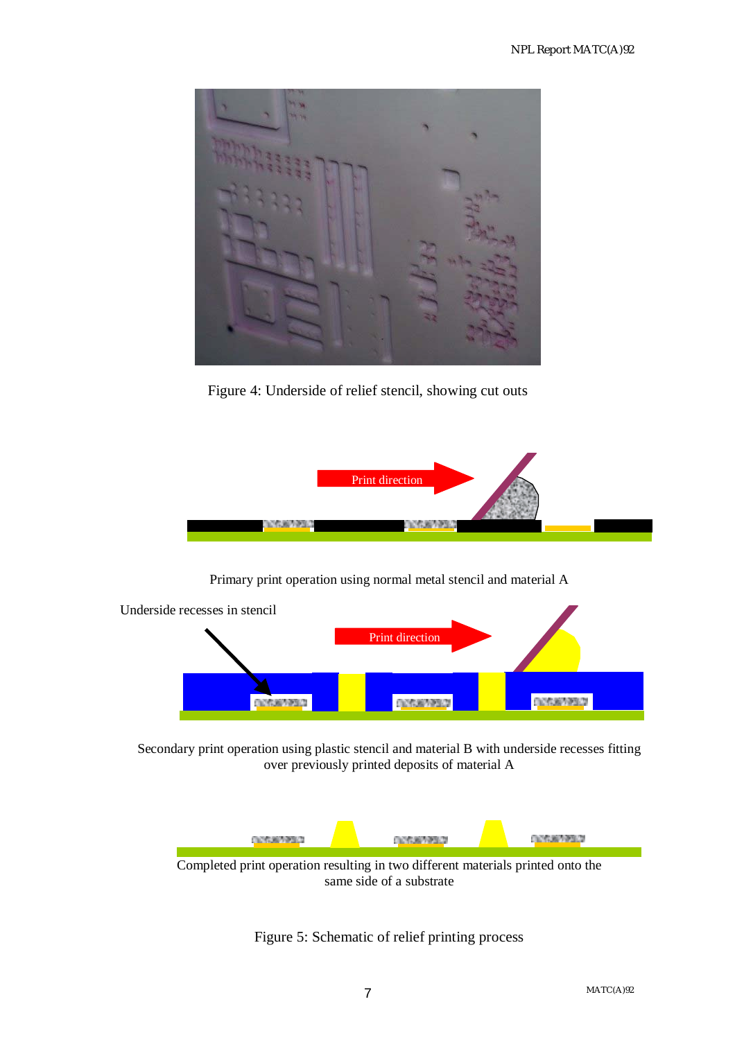Figure 4: Underside of relief stencil, showing cut outs

Print direction

Primary print operation using normal metal stencil and material A

Underside recesses in stencil

Print direction

Secondary print operation using plastic stencil and material B with underside recesses fitting over previously printed deposits of material A

Completed print operation resulting in two different materials printed onto the same side of a substrate

Figure 5: Schematic of relief printing process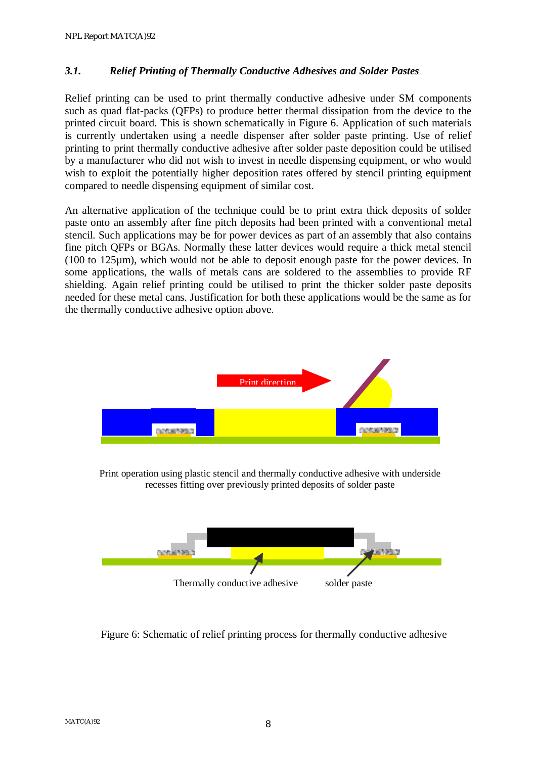### 3.1. *Relief Printing of Thermally Conductive Adhesives and Solder Pastes*

Relief printing can be used to print thermally conductive adhesive under SM components such as quad flat-packs (QFPs) to produce better thermal dissipation from the device to the printed circuit board. This is shown schematically in Figure 6. Application of such materials is currently undertaken using a needle dispenser after solder paste printing. Use of relief printing to print thermally conductive adhesive after solder paste deposition could be utilised by a manufacturer who did not wish to invest in needle dispensing equipment, or who would wish to exploit the potentially higher deposition rates offered by stencil printing equipment compared to needle dispensing equipment of similar cost.

An alternative application of the technique could be to print extra thick deposits of solder paste onto an assembly after fine pitch deposits had been printed with a conventional metal stencil. Such applications may be for power devices as part of an assembly that also contains fine pitch QFPs or BGAs. Normally these latter devices would require a thick metal stencil (100 to 125μm), which would not be able to deposit enough paste for the power devices. In some applications, the walls of metals cans are soldered to the assemblies to provide RF shielding. Again relief printing could be utilised to print the thicker solder paste deposits needed for these metal cans. Justification for both these applications would be the same as for the thermally conductive adhesive option above.

Print direction

Print operation using plastic stencil and thermally conductive adhesive with underside recesses fitting over previously printed deposits of solder paste

Thermally conductive adhesive    solder paste

Figure 6: Schematic of relief printing process for thermally conductive adhesive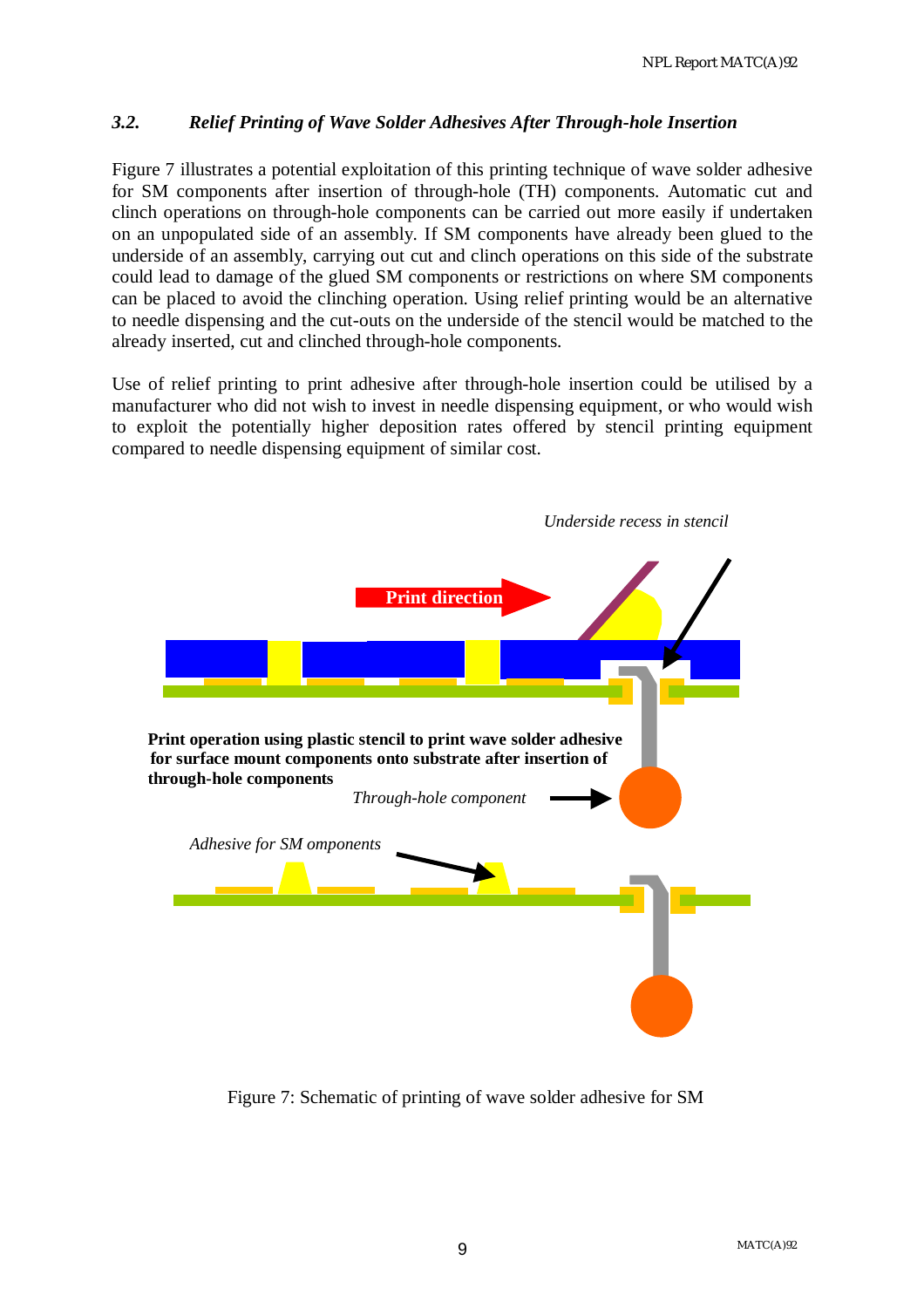### *3.2. Relief Printing of Wave Solder Adhesives After Through-hole Insertion*

Figure 7 illustrates a potential exploitation of this printing technique of wave solder adhesive for SM components after insertion of through-hole (TH) components. Automatic cut and clinch operations on through-hole components can be carried out more easily if undertaken on an unpopulated side of an assembly. If SM components have already been glued to the underside of an assembly, carrying out cut and clinch operations on this side of the substrate could lead to damage of the glued SM components or restrictions on where SM components can be placed to avoid the clinching operation. Using relief printing would be an alternative to needle dispensing and the cut-outs on the underside of the stencil would be matched to the already inserted, cut and clinched through-hole components.

Use of relief printing to print adhesive after through-hole insertion could be utilised by a manufacturer who did not wish to invest in needle dispensing equipment, or who would wish to exploit the potentially higher deposition rates offered by stencil printing equipment compared to needle dispensing equipment of similar cost.

*Underside recess in stencil*

**Print direction**

**Print operation using plastic stencil to print wave solder adhesive for surface mount components onto substrate after insertion of through-hole components**

*Through-hole component*

*Adhesive for SM omponents*

Figure 7: Schematic of printing of wave solder adhesive for SM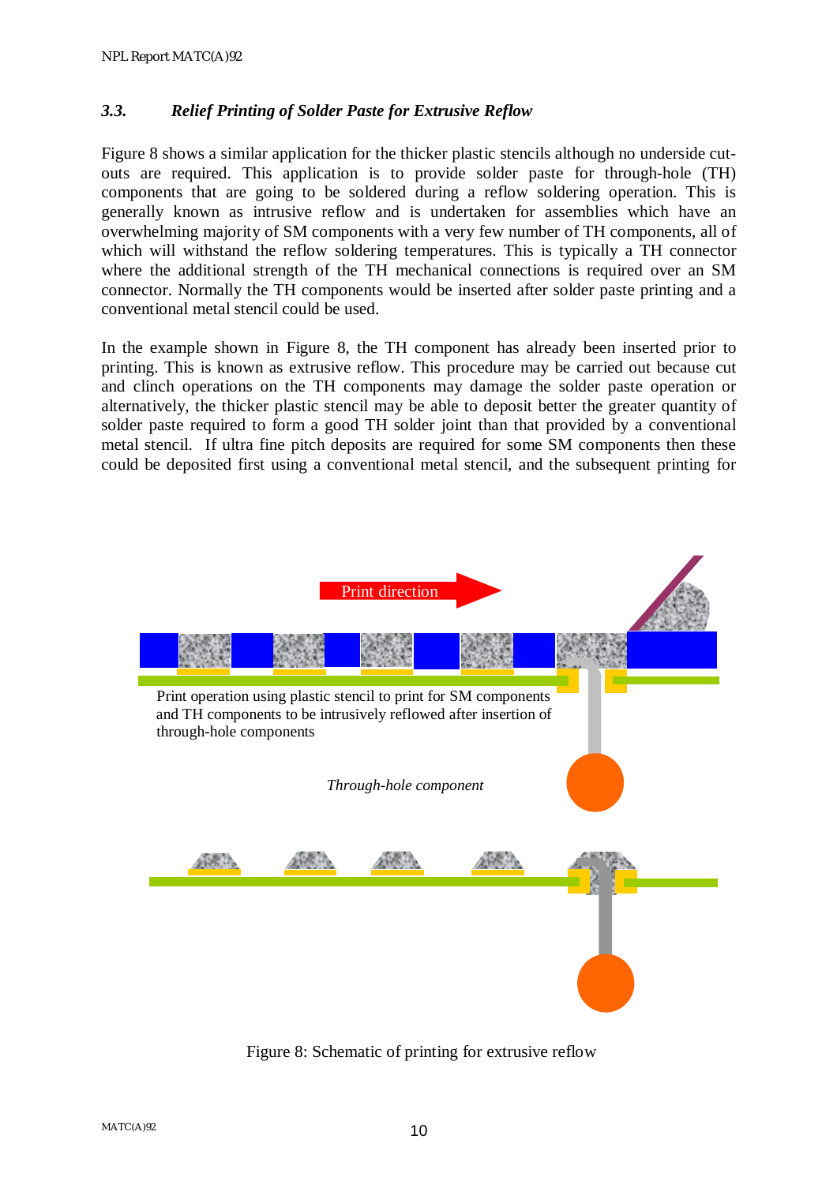### 3.3. *Relief Printing of Solder Paste for Extrusive Reflow*

Figure 8 shows a similar application for the thicker plastic stencils although no underside cut-outs are required. This application is to provide solder paste for through-hole (TH) components that are going to be soldered during a reflow soldering operation. This is generally known as intrusive reflow and is undertaken for assemblies which have an overwhelming majority of SM components with a very few number of TH components, all of which will withstand the reflow soldering temperatures. This is typically a TH connector where the additional strength of the TH mechanical connections is required over an SM connector. Normally the TH components would be inserted after solder paste printing and a conventional metal stencil could be used.

In the example shown in Figure 8, the TH component has already been inserted prior to printing. This is known as extrusive reflow. This procedure may be carried out because cut and clinch operations on the TH components may damage the solder paste operation or alternatively, the thicker plastic stencil may be able to deposit better the greater quantity of solder paste required to form a good TH solder joint than that provided by a conventional metal stencil. If ultra fine pitch deposits are required for some SM components then these could be deposited first using a conventional metal stencil, and the subsequent printing for

Print direction

Print operation using plastic stencil to print for SM components and TH components to be intrusively reflowed after insertion of through-hole components

*Through-hole component*

Figure 8: Schematic of printing for extrusive reflow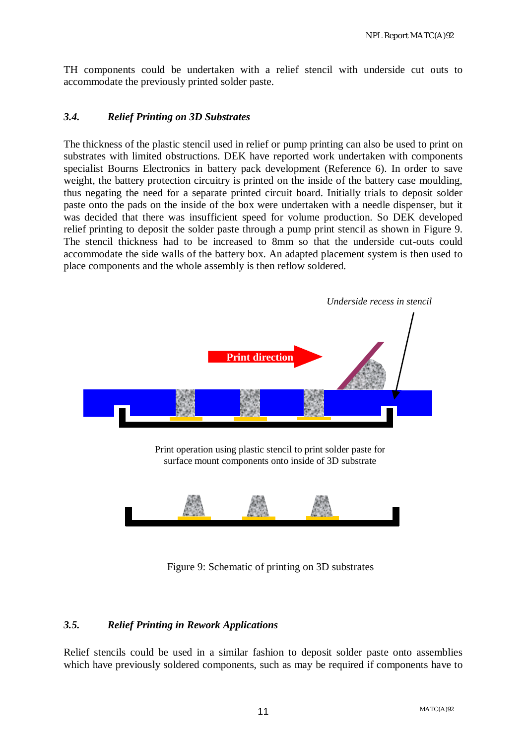TH components could be undertaken with a relief stencil with underside cut outs to accommodate the previously printed solder paste.

### *3.4. Relief Printing on 3D Substrates*

The thickness of the plastic stencil used in relief or pump printing can also be used to print on substrates with limited obstructions. DEK have reported work undertaken with components specialist Bourns Electronics in battery pack development (Reference 6). In order to save weight, the battery protection circuitry is printed on the inside of the battery case moulding, thus negating the need for a separate printed circuit board. Initially trials to deposit solder paste onto the pads on the inside of the box were undertaken with a needle dispenser, but it was decided that there was insufficient speed for volume production. So DEK developed relief printing to deposit the solder paste through a pump print stencil as shown in Figure 9. The stencil thickness had to be increased to 8mm so that the underside cut-outs could accommodate the side walls of the battery box. An adapted placement system is then used to place components and the whole assembly is then reflow soldered.

*Underside recess in stencil*

Print direction

Print operation using plastic stencil to print solder paste for surface mount components onto inside of 3D substrate

Figure 9: Schematic of printing on 3D substrates

### *3.5. Relief Printing in Rework Applications*

Relief stencils could be used in a similar fashion to deposit solder paste onto assemblies which have previously soldered components, such as may be required if components have to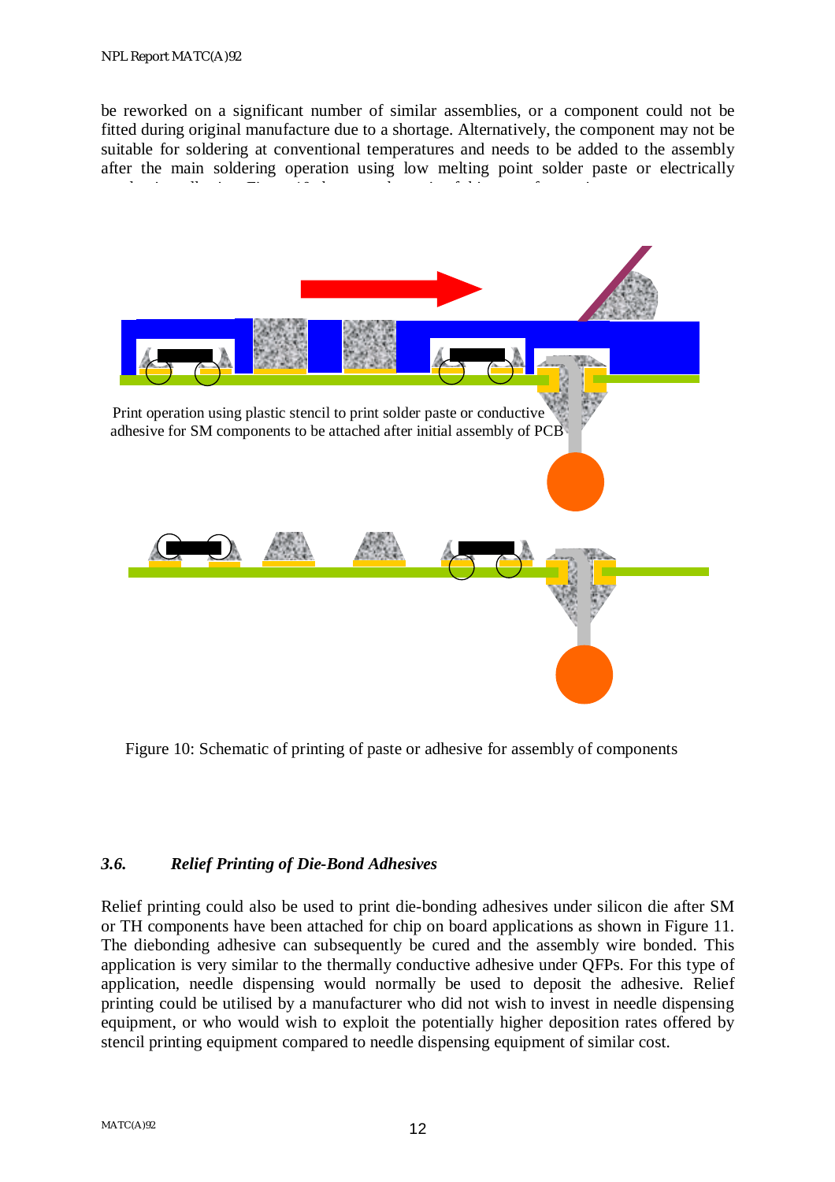be reworked on a significant number of similar assemblies, or a component could not be fitted during original manufacture due to a shortage. Alternatively, the component may not be suitable for soldering at conventional temperatures and needs to be added to the assembly after the main soldering operation using low melting point solder paste or electrically

Print operation using plastic stencil to print solder paste or conductive adhesive for SM components to be attached after initial assembly of PCB

Figure 10: Schematic of printing of paste or adhesive for assembly of components

### 3.6. *Relief Printing of Die-Bond Adhesives*

Relief printing could also be used to print die-bonding adhesives under silicon die after SM or TH components have been attached for chip on board applications as shown in Figure 11. The diebonding adhesive can subsequently be cured and the assembly wire bonded. This application is very similar to the thermally conductive adhesive under QFPs. For this type of application, needle dispensing would normally be used to deposit the adhesive. Relief printing could be utilised by a manufacturer who did not wish to invest in needle dispensing equipment, or who would wish to exploit the potentially higher deposition rates offered by stencil printing equipment compared to needle dispensing equipment of similar cost.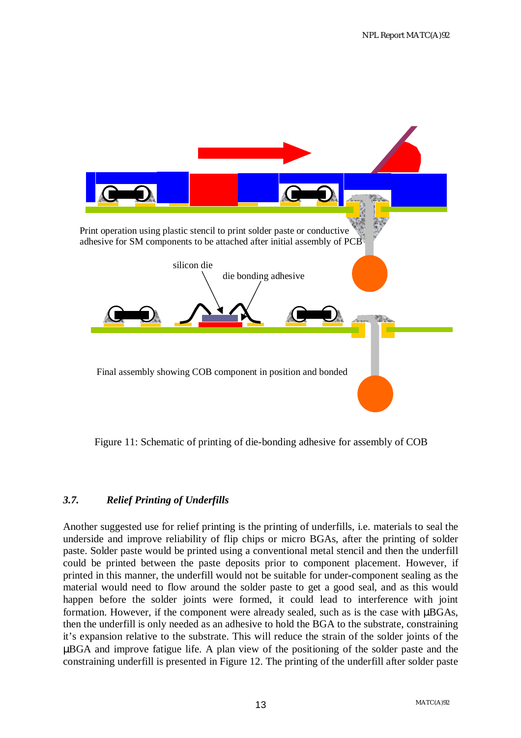Print operation using plastic stencil to print solder paste or conductive adhesive for SM components to be attached after initial assembly of PCB

silicon die

die bonding adhesive

Final assembly showing COB component in position and bonded

Figure 11: Schematic of printing of die-bonding adhesive for assembly of COB

### *3.7. Relief Printing of Underfills*

Another suggested use for relief printing is the printing of underfills, i.e. materials to seal the underside and improve reliability of flip chips or micro BGAs, after the printing of solder paste. Solder paste would be printed using a conventional metal stencil and then the underfill could be printed between the paste deposits prior to component placement. However, if printed in this manner, the underfill would not be suitable for under-component sealing as the material would need to flow around the solder paste to get a good seal, and as this would happen before the solder joints were formed, it could lead to interference with joint formation. However, if the component were already sealed, such as is the case with µBGAs, then the underfill is only needed as an adhesive to hold the BGA to the substrate, constraining it's expansion relative to the substrate. This will reduce the strain of the solder joints of the µBGA and improve fatigue life. A plan view of the positioning of the solder paste and the constraining underfill is presented in Figure 12. The printing of the underfill after solder paste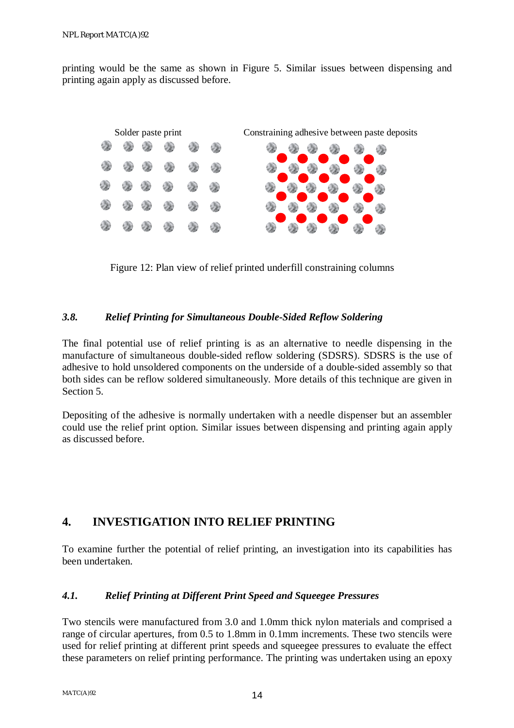printing would be the same as shown in Figure 5. Similar issues between dispensing and printing again apply as discussed before.

Solder paste print

Constraining adhesive between paste deposits

Figure 12: Plan view of relief printed underfill constraining columns

### *3.8. Relief Printing for Simultaneous Double-Sided Reflow Soldering*

The final potential use of relief printing is as an alternative to needle dispensing in the manufacture of simultaneous double-sided reflow soldering (SDSRS). SDSRS is the use of adhesive to hold unsoldered components on the underside of a double-sided assembly so that both sides can be reflow soldered simultaneously. More details of this technique are given in Section 5.

Depositing of the adhesive is normally undertaken with a needle dispenser but an assembler could use the relief print option. Similar issues between dispensing and printing again apply as discussed before.

## 4. INVESTIGATION INTO RELIEF PRINTING

To examine further the potential of relief printing, an investigation into its capabilities has been undertaken.

### *4.1. Relief Printing at Different Print Speed and Squeegee Pressures*

Two stencils were manufactured from 3.0 and 1.0mm thick nylon materials and comprised a range of circular apertures, from 0.5 to 1.8mm in 0.1mm increments. These two stencils were used for relief printing at different print speeds and squeegee pressures to evaluate the effect these parameters on relief printing performance. The printing was undertaken using an epoxy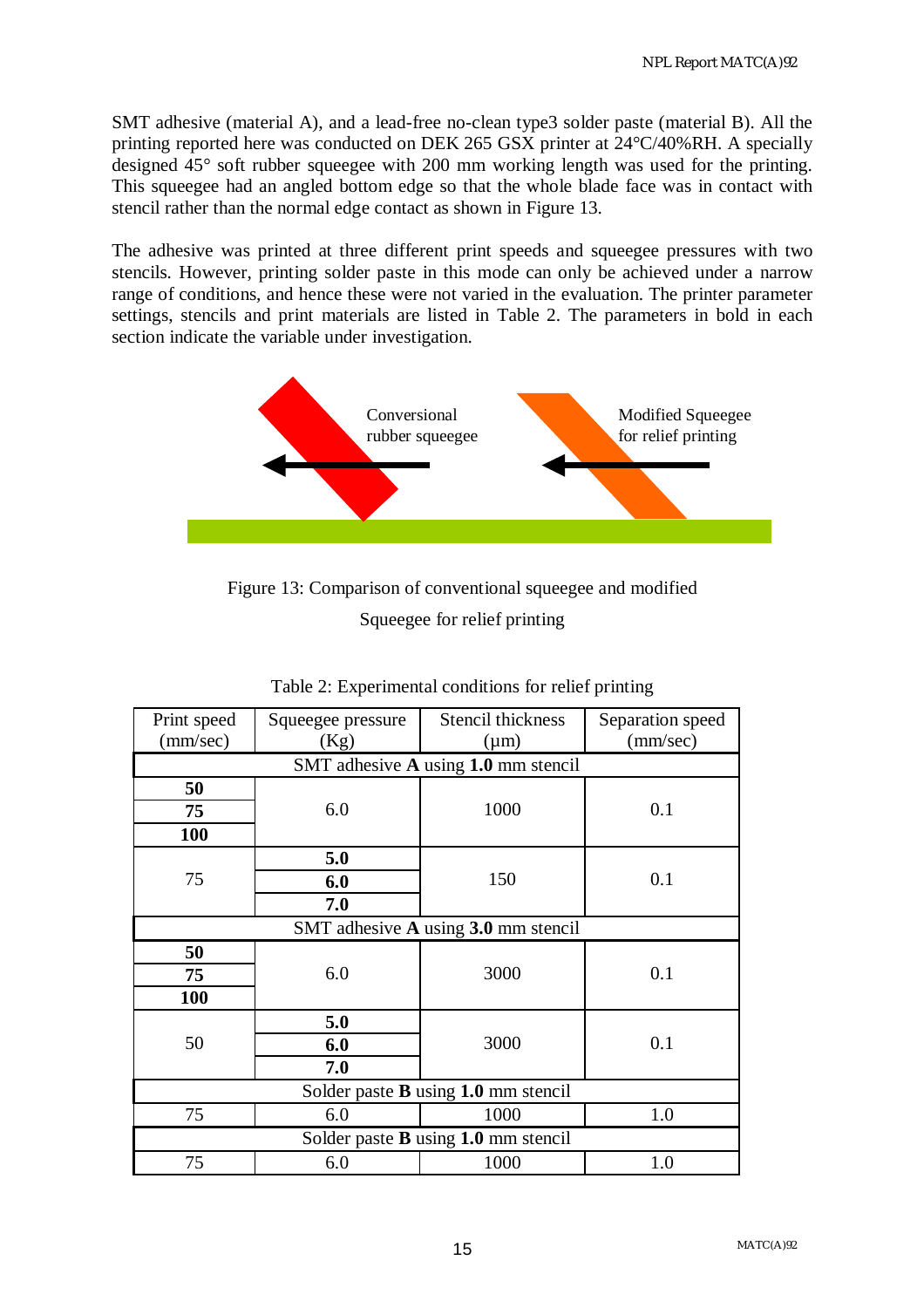SMT adhesive (material A), and a lead-free no-clean type3 solder paste (material B). All the printing reported here was conducted on DEK 265 GSX printer at 24°C/40%RH. A specially designed 45° soft rubber squeegee with 200 mm working length was used for the printing. This squeegee had an angled bottom edge so that the whole blade face was in contact with stencil rather than the normal edge contact as shown in Figure 13.

The adhesive was printed at three different print speeds and squeegee pressures with two stencils. However, printing solder paste in this mode can only be achieved under a narrow range of conditions, and hence these were not varied in the evaluation. The printer parameter settings, stencils and print materials are listed in Table 2. The parameters in bold in each section indicate the variable under investigation.

Conversional rubber squeegee

Modified Squeegee for relief printing

Figure 13: Comparison of conventional squeegee and modified Squeegee for relief printing

Table 2: Experimental conditions for relief printing

| Print speed (mm/sec) | Squeegee pressure (Kg) | Stencil thickness (μm) | Separation speed (mm/sec) |
|---|---|---|---|
| SMT adhesive **A** using **1.0** mm stencil | | | |
| **50** | 6.0 | 1000 | 0.1 |
| **75** | | | |
| **100** | | | |
| 75 | **5.0** | 150 | 0.1 |
| | **6.0** | | |
| | **7.0** | | |
| SMT adhesive **A** using **3.0** mm stencil | | | |
| **50** | 6.0 | 3000 | 0.1 |
| **75** | | | |
| **100** | | | |
| 50 | **5.0** | 3000 | 0.1 |
| | **6.0** | | |
| | **7.0** | | |
| Solder paste **B** using **1.0** mm stencil | | | |
| 75 | 6.0 | 1000 | 1.0 |
| Solder paste **B** using **1.0** mm stencil | | | |
| 75 | 6.0 | 1000 | 1.0 |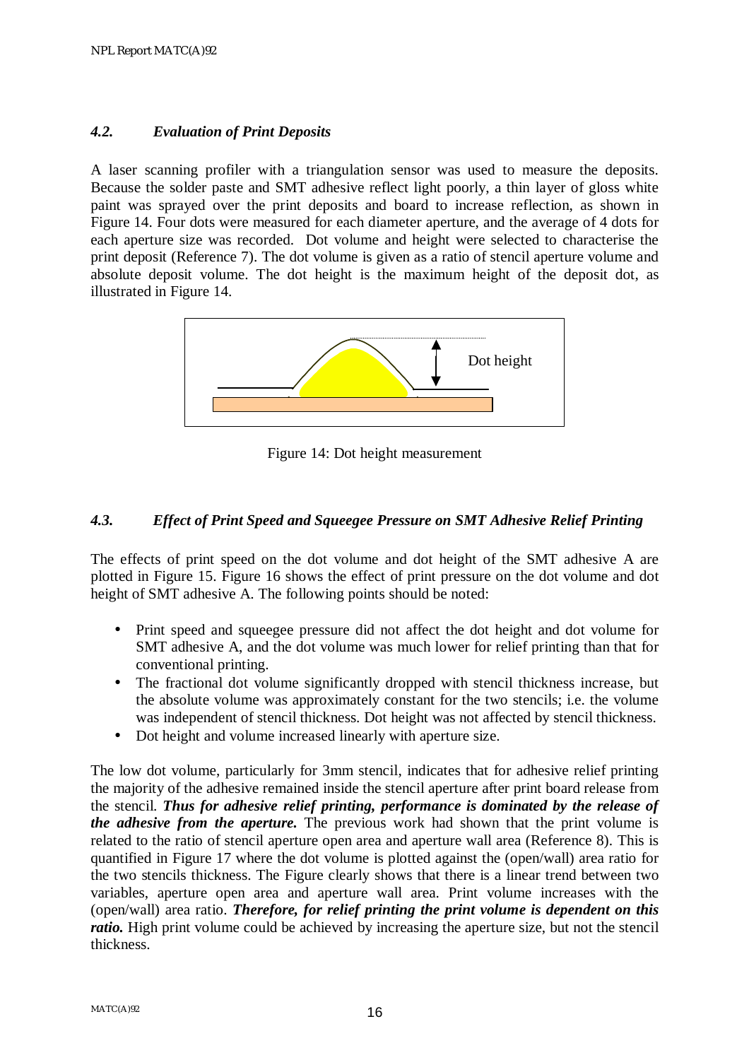### *4.2. Evaluation of Print Deposits*

A laser scanning profiler with a triangulation sensor was used to measure the deposits. Because the solder paste and SMT adhesive reflect light poorly, a thin layer of gloss white paint was sprayed over the print deposits and board to increase reflection, as shown in Figure 14. Four dots were measured for each diameter aperture, and the average of 4 dots for each aperture size was recorded. Dot volume and height were selected to characterise the print deposit (Reference 7). The dot volume is given as a ratio of stencil aperture volume and absolute deposit volume. The dot height is the maximum height of the deposit dot, as illustrated in Figure 14.

Dot height

Figure 14: Dot height measurement

### *4.3. Effect of Print Speed and Squeegee Pressure on SMT Adhesive Relief Printing*

The effects of print speed on the dot volume and dot height of the SMT adhesive A are plotted in Figure 15. Figure 16 shows the effect of print pressure on the dot volume and dot height of SMT adhesive A. The following points should be noted:

- Print speed and squeegee pressure did not affect the dot height and dot volume for SMT adhesive A, and the dot volume was much lower for relief printing than that for conventional printing.
- The fractional dot volume significantly dropped with stencil thickness increase, but the absolute volume was approximately constant for the two stencils; i.e. the volume was independent of stencil thickness. Dot height was not affected by stencil thickness.
- Dot height and volume increased linearly with aperture size.

The low dot volume, particularly for 3mm stencil, indicates that for adhesive relief printing the majority of the adhesive remained inside the stencil aperture after print board release from the stencil. ***Thus for adhesive relief printing, performance is dominated by the release of the adhesive from the aperture.*** The previous work had shown that the print volume is related to the ratio of stencil aperture open area and aperture wall area (Reference 8). This is quantified in Figure 17 where the dot volume is plotted against the (open/wall) area ratio for the two stencils thickness. The Figure clearly shows that there is a linear trend between two variables, aperture open area and aperture wall area. Print volume increases with the (open/wall) area ratio. ***Therefore, for relief printing the print volume is dependent on this ratio.*** High print volume could be achieved by increasing the aperture size, but not the stencil thickness.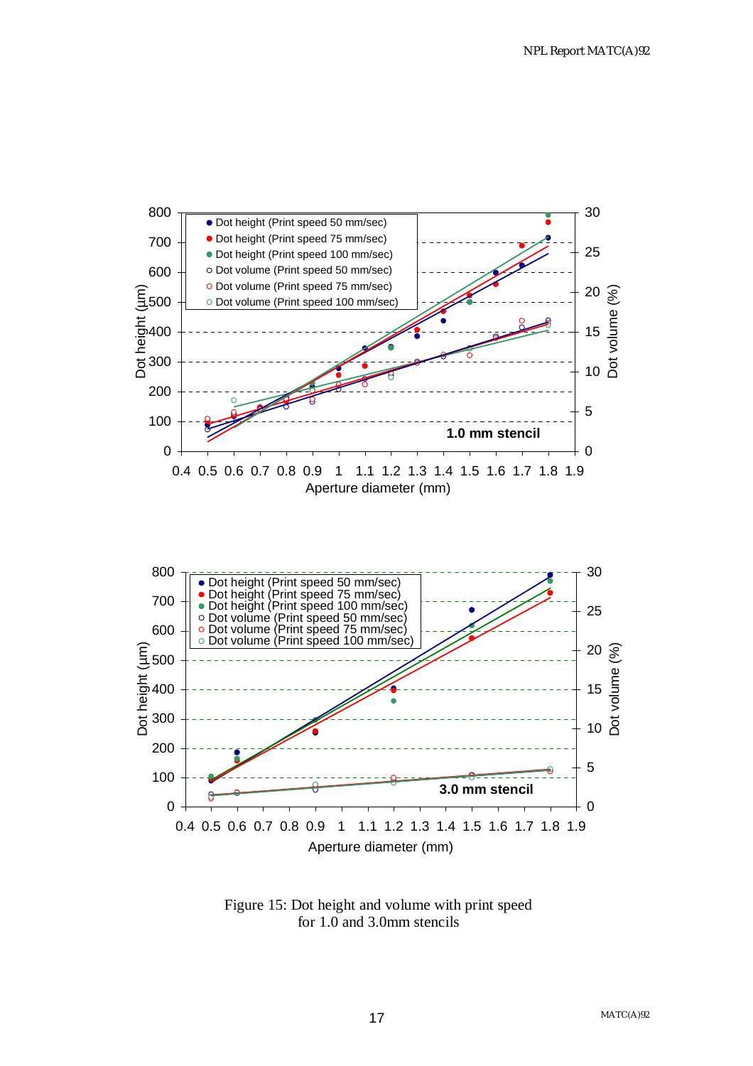Figure 15: Dot height and volume with print speed
for 1.0 and 3.0mm stencils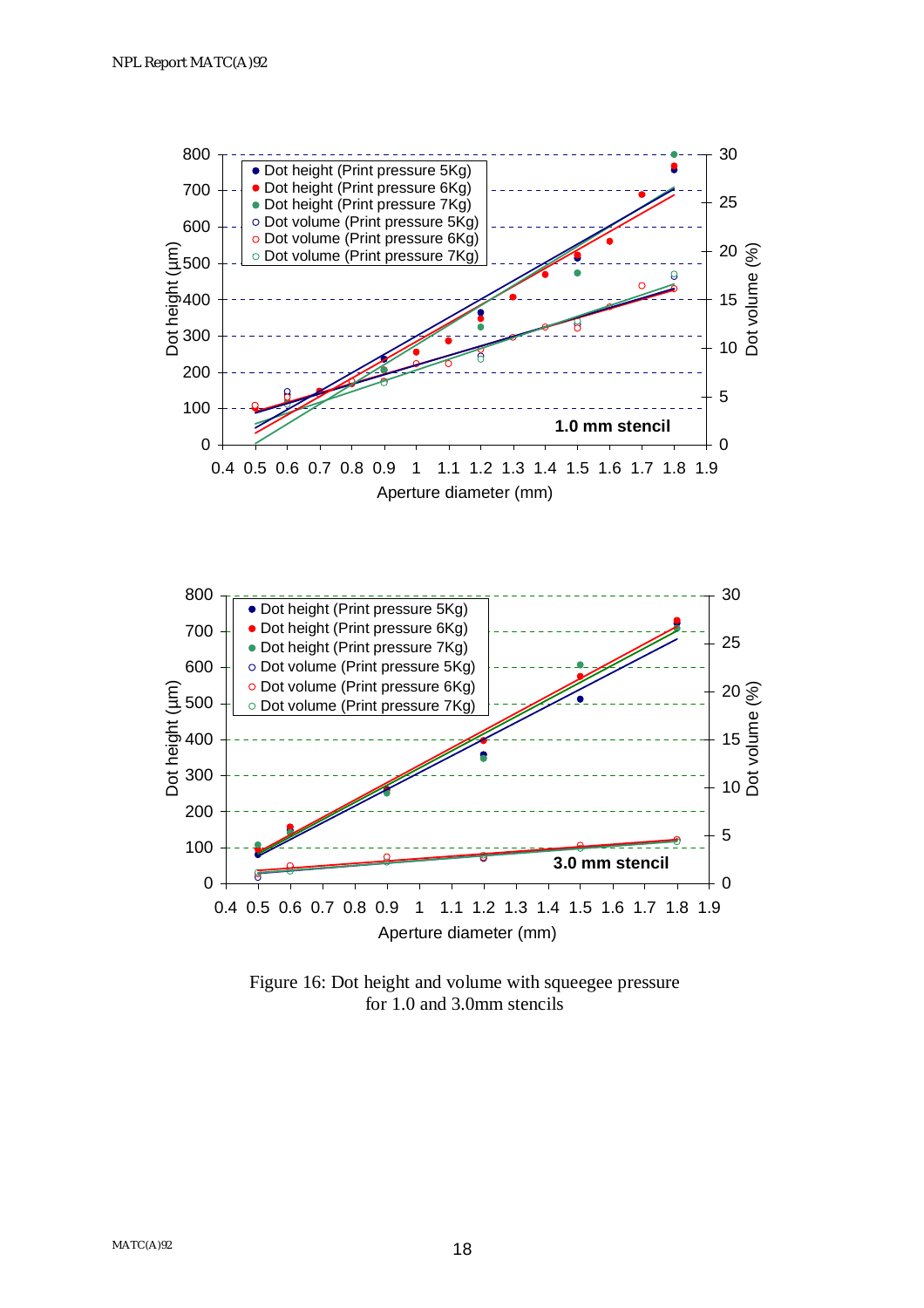Figure 16: Dot height and volume with squeegee pressure for 1.0 and 3.0mm stencils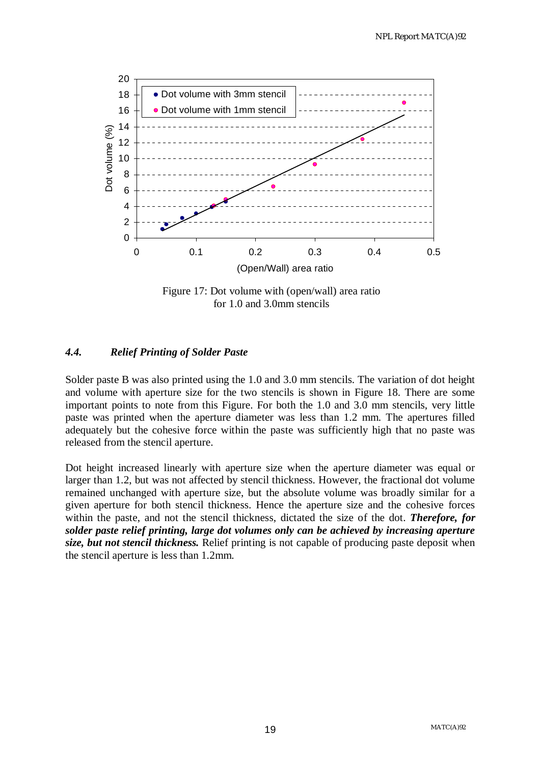Figure 17: Dot volume with (open/wall) area ratio for 1.0 and 3.0mm stencils

### 4.4. *Relief Printing of Solder Paste*

Solder paste B was also printed using the 1.0 and 3.0 mm stencils. The variation of dot height and volume with aperture size for the two stencils is shown in Figure 18. There are some important points to note from this Figure. For both the 1.0 and 3.0 mm stencils, very little paste was printed when the aperture diameter was less than 1.2 mm. The apertures filled adequately but the cohesive force within the paste was sufficiently high that no paste was released from the stencil aperture.

Dot height increased linearly with aperture size when the aperture diameter was equal or larger than 1.2, but was not affected by stencil thickness. However, the fractional dot volume remained unchanged with aperture size, but the absolute volume was broadly similar for a given aperture for both stencil thickness. Hence the aperture size and the cohesive forces within the paste, and not the stencil thickness, dictated the size of the dot. ***Therefore, for solder paste relief printing, large dot volumes only can be achieved by increasing aperture size, but not stencil thickness.*** Relief printing is not capable of producing paste deposit when the stencil aperture is less than 1.2mm.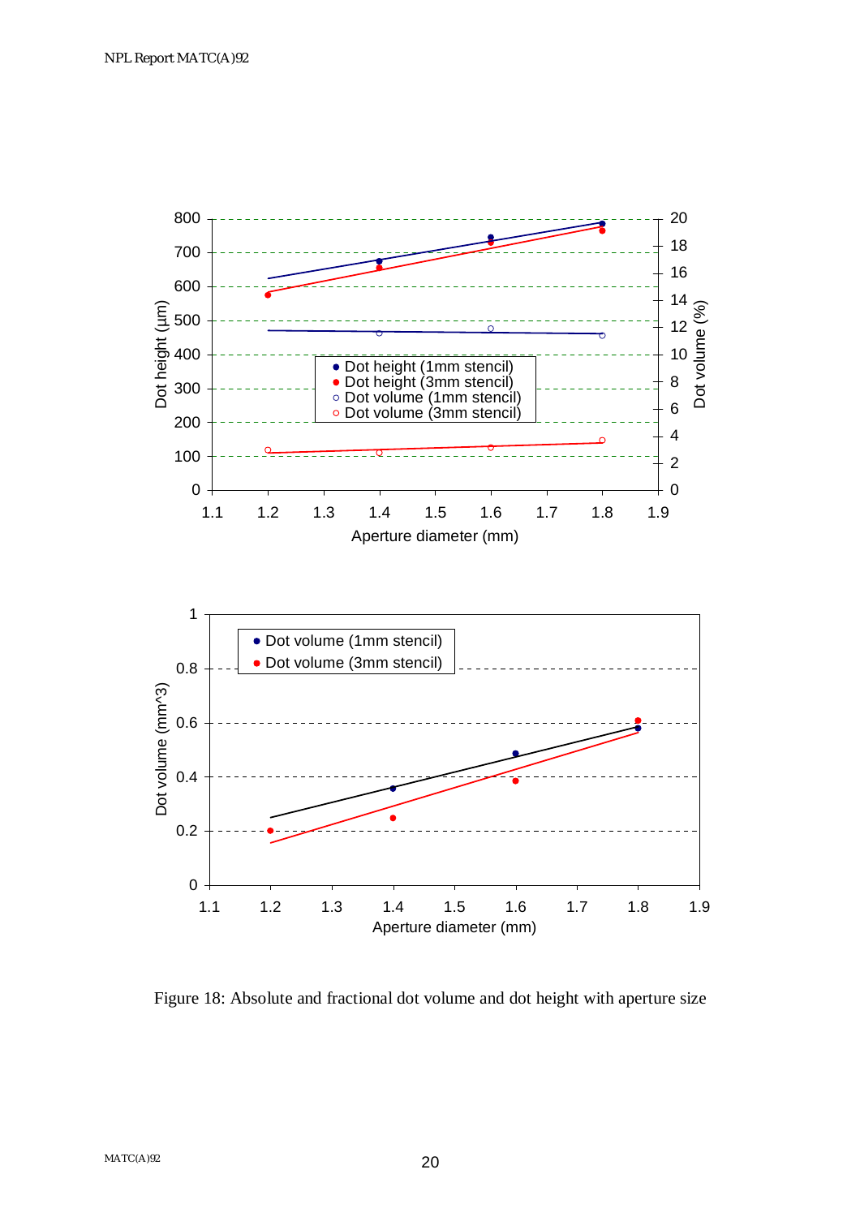Figure 18: Absolute and fractional dot volume and dot height with aperture size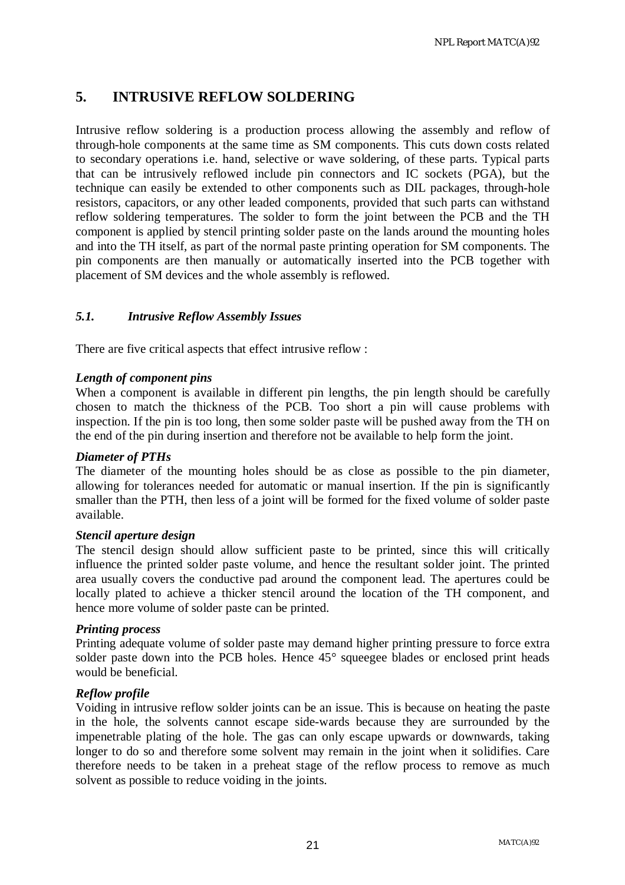## 5. INTRUSIVE REFLOW SOLDERING

Intrusive reflow soldering is a production process allowing the assembly and reflow of through-hole components at the same time as SM components. This cuts down costs related to secondary operations i.e. hand, selective or wave soldering, of these parts. Typical parts that can be intrusively reflowed include pin connectors and IC sockets (PGA), but the technique can easily be extended to other components such as DIL packages, through-hole resistors, capacitors, or any other leaded components, provided that such parts can withstand reflow soldering temperatures. The solder to form the joint between the PCB and the TH component is applied by stencil printing solder paste on the lands around the mounting holes and into the TH itself, as part of the normal paste printing operation for SM components. The pin components are then manually or automatically inserted into the PCB together with placement of SM devices and the whole assembly is reflowed.

### *5.1. Intrusive Reflow Assembly Issues*

There are five critical aspects that effect intrusive reflow :

***Length of component pins***

When a component is available in different pin lengths, the pin length should be carefully chosen to match the thickness of the PCB. Too short a pin will cause problems with inspection. If the pin is too long, then some solder paste will be pushed away from the TH on the end of the pin during insertion and therefore not be available to help form the joint.

***Diameter of PTHs***

The diameter of the mounting holes should be as close as possible to the pin diameter, allowing for tolerances needed for automatic or manual insertion. If the pin is significantly smaller than the PTH, then less of a joint will be formed for the fixed volume of solder paste available.

***Stencil aperture design***

The stencil design should allow sufficient paste to be printed, since this will critically influence the printed solder paste volume, and hence the resultant solder joint. The printed area usually covers the conductive pad around the component lead. The apertures could be locally plated to achieve a thicker stencil around the location of the TH component, and hence more volume of solder paste can be printed.

***Printing process***

Printing adequate volume of solder paste may demand higher printing pressure to force extra solder paste down into the PCB holes. Hence 45° squeegee blades or enclosed print heads would be beneficial.

***Reflow profile***

Voiding in intrusive reflow solder joints can be an issue. This is because on heating the paste in the hole, the solvents cannot escape side-wards because they are surrounded by the impenetrable plating of the hole. The gas can only escape upwards or downwards, taking longer to do so and therefore some solvent may remain in the joint when it solidifies. Care therefore needs to be taken in a preheat stage of the reflow process to remove as much solvent as possible to reduce voiding in the joints.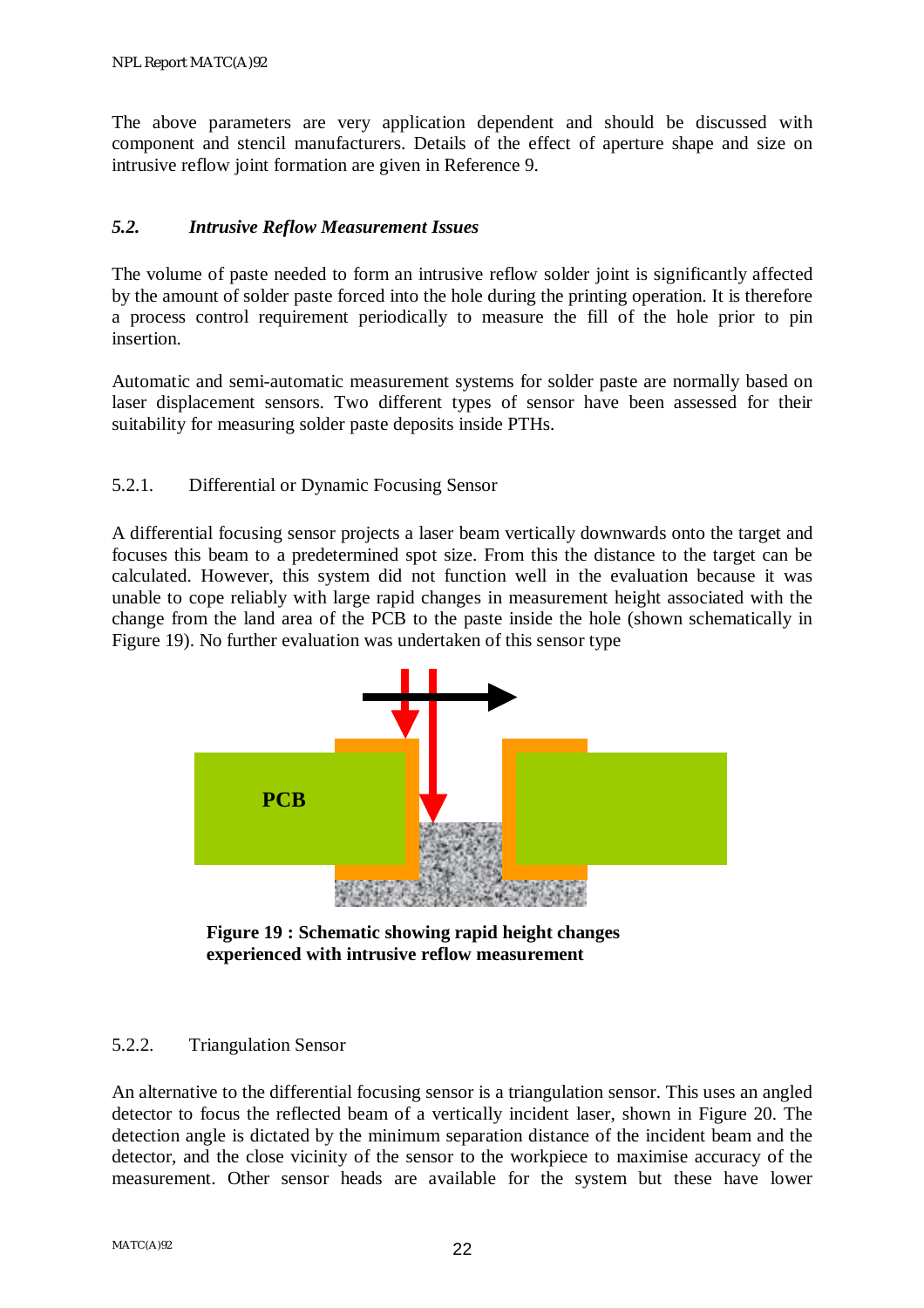The above parameters are very application dependent and should be discussed with component and stencil manufacturers. Details of the effect of aperture shape and size on intrusive reflow joint formation are given in Reference 9.

### *5.2. Intrusive Reflow Measurement Issues*

The volume of paste needed to form an intrusive reflow solder joint is significantly affected by the amount of solder paste forced into the hole during the printing operation. It is therefore a process control requirement periodically to measure the fill of the hole prior to pin insertion.

Automatic and semi-automatic measurement systems for solder paste are normally based on laser displacement sensors. Two different types of sensor have been assessed for their suitability for measuring solder paste deposits inside PTHs.

#### 5.2.1. Differential or Dynamic Focusing Sensor

A differential focusing sensor projects a laser beam vertically downwards onto the target and focuses this beam to a predetermined spot size. From this the distance to the target can be calculated. However, this system did not function well in the evaluation because it was unable to cope reliably with large rapid changes in measurement height associated with the change from the land area of the PCB to the paste inside the hole (shown schematically in Figure 19). No further evaluation was undertaken of this sensor type

**Figure 19 : Schematic showing rapid height changes experienced with intrusive reflow measurement**

#### 5.2.2. Triangulation Sensor

An alternative to the differential focusing sensor is a triangulation sensor. This uses an angled detector to focus the reflected beam of a vertically incident laser, shown in Figure 20. The detection angle is dictated by the minimum separation distance of the incident beam and the detector, and the close vicinity of the sensor to the workpiece to maximise accuracy of the measurement. Other sensor heads are available for the system but these have lower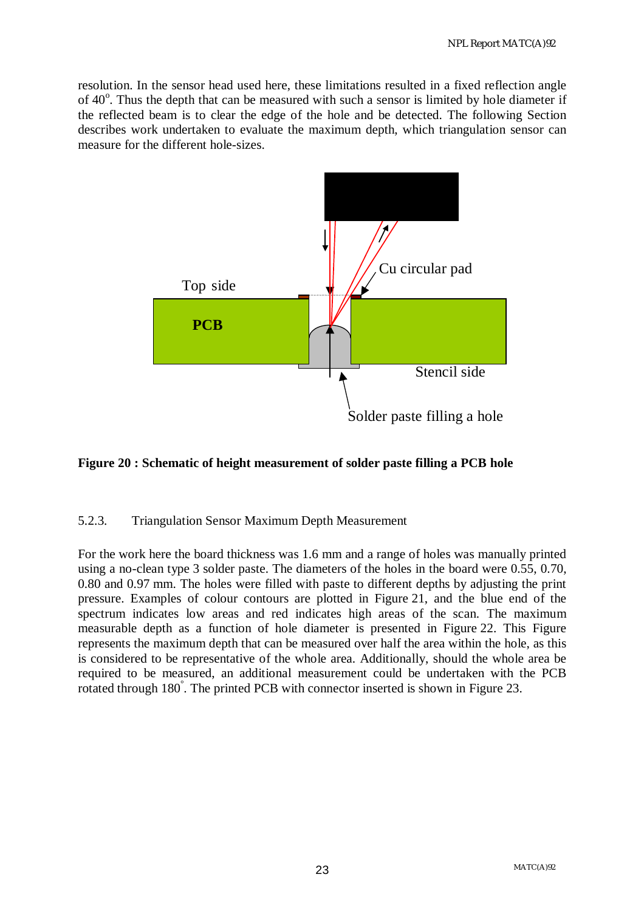resolution. In the sensor head used here, these limitations resulted in a fixed reflection angle of 40°. Thus the depth that can be measured with such a sensor is limited by hole diameter if the reflected beam is to clear the edge of the hole and be detected. The following Section describes work undertaken to evaluate the maximum depth, which triangulation sensor can measure for the different hole-sizes.

**Figure 20 : Schematic of height measurement of solder paste filling a PCB hole**

### 5.2.3. Triangulation Sensor Maximum Depth Measurement

For the work here the board thickness was 1.6 mm and a range of holes was manually printed using a no-clean type 3 solder paste. The diameters of the holes in the board were 0.55, 0.70, 0.80 and 0.97 mm. The holes were filled with paste to different depths by adjusting the print pressure. Examples of colour contours are plotted in Figure 21, and the blue end of the spectrum indicates low areas and red indicates high areas of the scan. The maximum measurable depth as a function of hole diameter is presented in Figure 22. This Figure represents the maximum depth that can be measured over half the area within the hole, as this is considered to be representative of the whole area. Additionally, should the whole area be required to be measured, an additional measurement could be undertaken with the PCB rotated through 180°. The printed PCB with connector inserted is shown in Figure 23.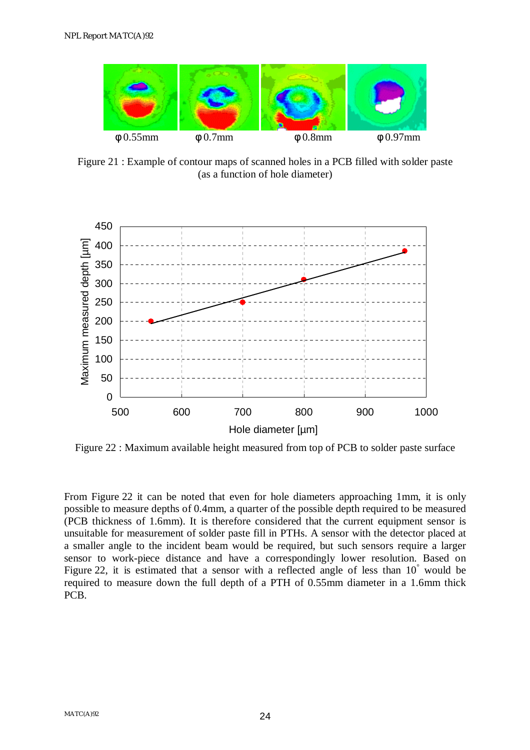φ 0.55mm φ 0.7mm φ 0.8mm φ 0.97mm

Figure 21 : Example of contour maps of scanned holes in a PCB filled with solder paste (as a function of hole diameter)

Figure 22 : Maximum available height measured from top of PCB to solder paste surface

From Figure 22 it can be noted that even for hole diameters approaching 1mm, it is only possible to measure depths of 0.4mm, a quarter of the possible depth required to be measured (PCB thickness of 1.6mm). It is therefore considered that the current equipment sensor is unsuitable for measurement of solder paste fill in PTHs. A sensor with the detector placed at a smaller angle to the incident beam would be required, but such sensors require a larger sensor to work-piece distance and have a correspondingly lower resolution. Based on Figure 22, it is estimated that a sensor with a reflected angle of less than $10^{\circ}$ would be required to measure down the full depth of a PTH of 0.55mm diameter in a 1.6mm thick PCB.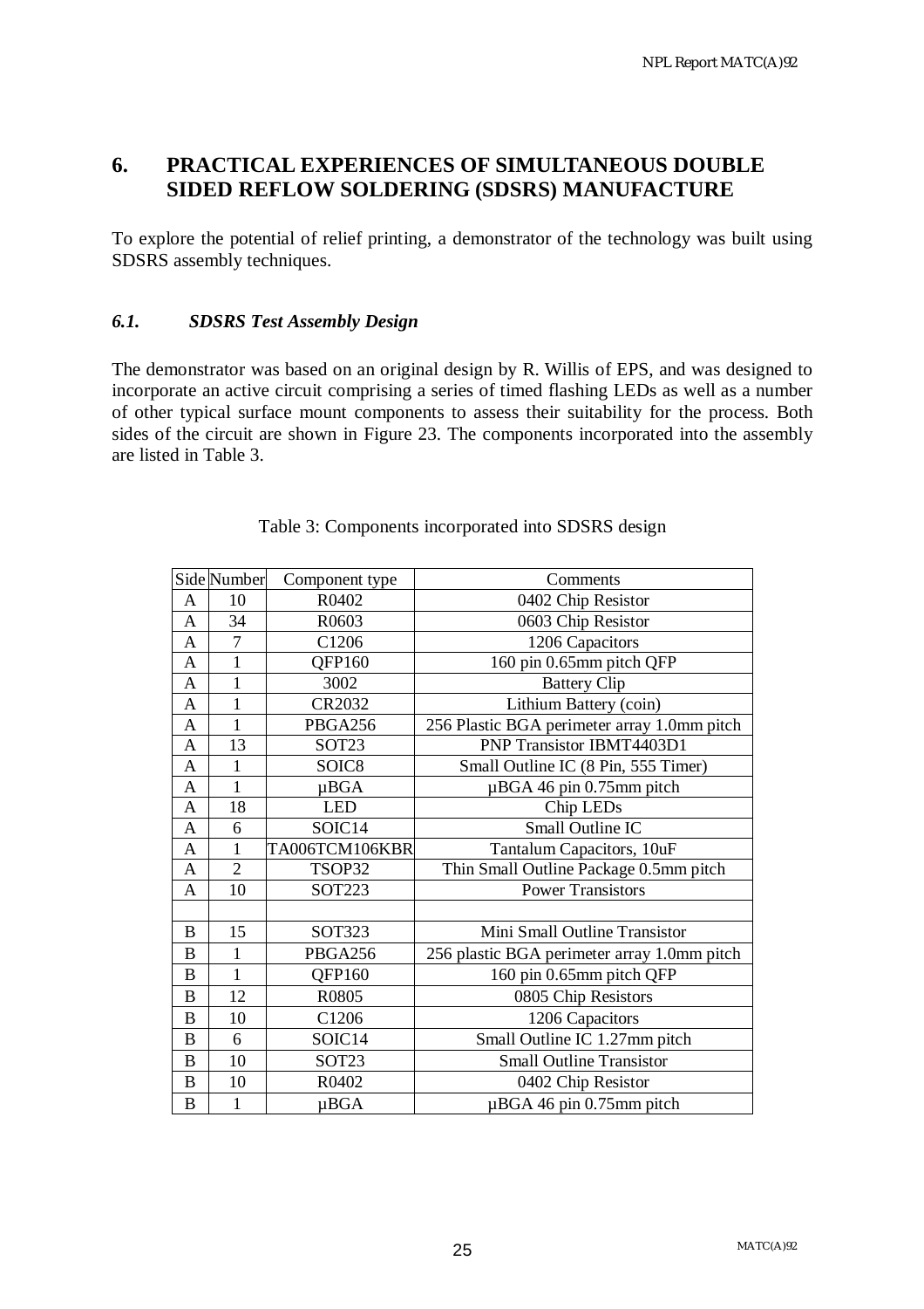# 6. PRACTICAL EXPERIENCES OF SIMULTANEOUS DOUBLE SIDED REFLOW SOLDERING (SDSRS) MANUFACTURE

To explore the potential of relief printing, a demonstrator of the technology was built using SDSRS assembly techniques.

## *6.1. SDSRS Test Assembly Design*

The demonstrator was based on an original design by R. Willis of EPS, and was designed to incorporate an active circuit comprising a series of timed flashing LEDs as well as a number of other typical surface mount components to assess their suitability for the process. Both sides of the circuit are shown in Figure 23. The components incorporated into the assembly are listed in Table 3.

Table 3: Components incorporated into SDSRS design

| Side | Number | Component type | Comments |
|---|---|---|---|
| A | 10 | R0402 | 0402 Chip Resistor |
| A | 34 | R0603 | 0603 Chip Resistor |
| A | 7 | C1206 | 1206 Capacitors |
| A | 1 | QFP160 | 160 pin 0.65mm pitch QFP |
| A | 1 | 3002 | Battery Clip |
| A | 1 | CR2032 | Lithium Battery (coin) |
| A | 1 | PBGA256 | 256 Plastic BGA perimeter array 1.0mm pitch |
| A | 13 | SOT23 | PNP Transistor IBMT4403D1 |
| A | 1 | SOIC8 | Small Outline IC (8 Pin, 555 Timer) |
| A | 1 | µBGA | µBGA 46 pin 0.75mm pitch |
| A | 18 | LED | Chip LEDs |
| A | 6 | SOIC14 | Small Outline IC |
| A | 1 | TA006TCM106KBR | Tantalum Capacitors, 10uF |
| A | 2 | TSOP32 | Thin Small Outline Package 0.5mm pitch |
| A | 10 | SOT223 | Power Transistors |
| | | | |
| B | 15 | SOT323 | Mini Small Outline Transistor |
| B | 1 | PBGA256 | 256 plastic BGA perimeter array 1.0mm pitch |
| B | 1 | QFP160 | 160 pin 0.65mm pitch QFP |
| B | 12 | R0805 | 0805 Chip Resistors |
| B | 10 | C1206 | 1206 Capacitors |
| B | 6 | SOIC14 | Small Outline IC 1.27mm pitch |
| B | 10 | SOT23 | Small Outline Transistor |
| B | 10 | R0402 | 0402 Chip Resistor |
| B | 1 | µBGA | µBGA 46 pin 0.75mm pitch |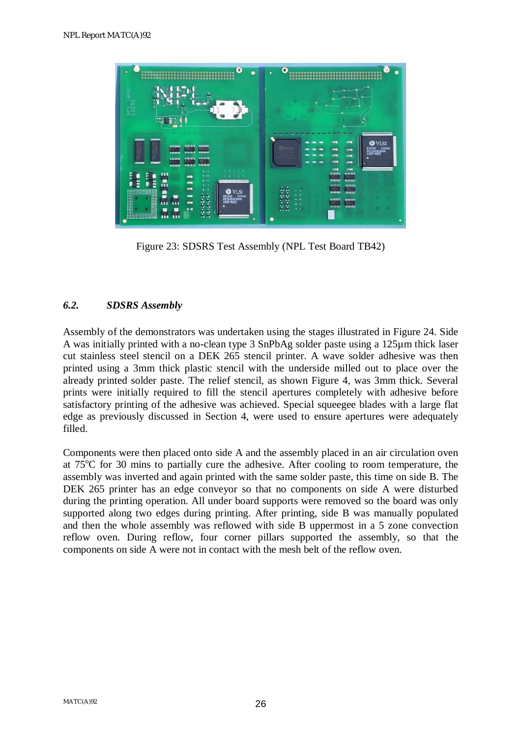Figure 23: SDSRS Test Assembly (NPL Test Board TB42)

### *6.2. SDSRS Assembly*

Assembly of the demonstrators was undertaken using the stages illustrated in Figure 24. Side A was initially printed with a no-clean type 3 SnPbAg solder paste using a 125µm thick laser cut stainless steel stencil on a DEK 265 stencil printer. A wave solder adhesive was then printed using a 3mm thick plastic stencil with the underside milled out to place over the already printed solder paste. The relief stencil, as shown Figure 4, was 3mm thick. Several prints were initially required to fill the stencil apertures completely with adhesive before satisfactory printing of the adhesive was achieved. Special squeegee blades with a large flat edge as previously discussed in Section 4, were used to ensure apertures were adequately filled.

Components were then placed onto side A and the assembly placed in an air circulation oven at 75°C for 30 mins to partially cure the adhesive. After cooling to room temperature, the assembly was inverted and again printed with the same solder paste, this time on side B. The DEK 265 printer has an edge conveyor so that no components on side A were disturbed during the printing operation. All under board supports were removed so the board was only supported along two edges during printing. After printing, side B was manually populated and then the whole assembly was reflowed with side B uppermost in a 5 zone convection reflow oven. During reflow, four corner pillars supported the assembly, so that the components on side A were not in contact with the mesh belt of the reflow oven.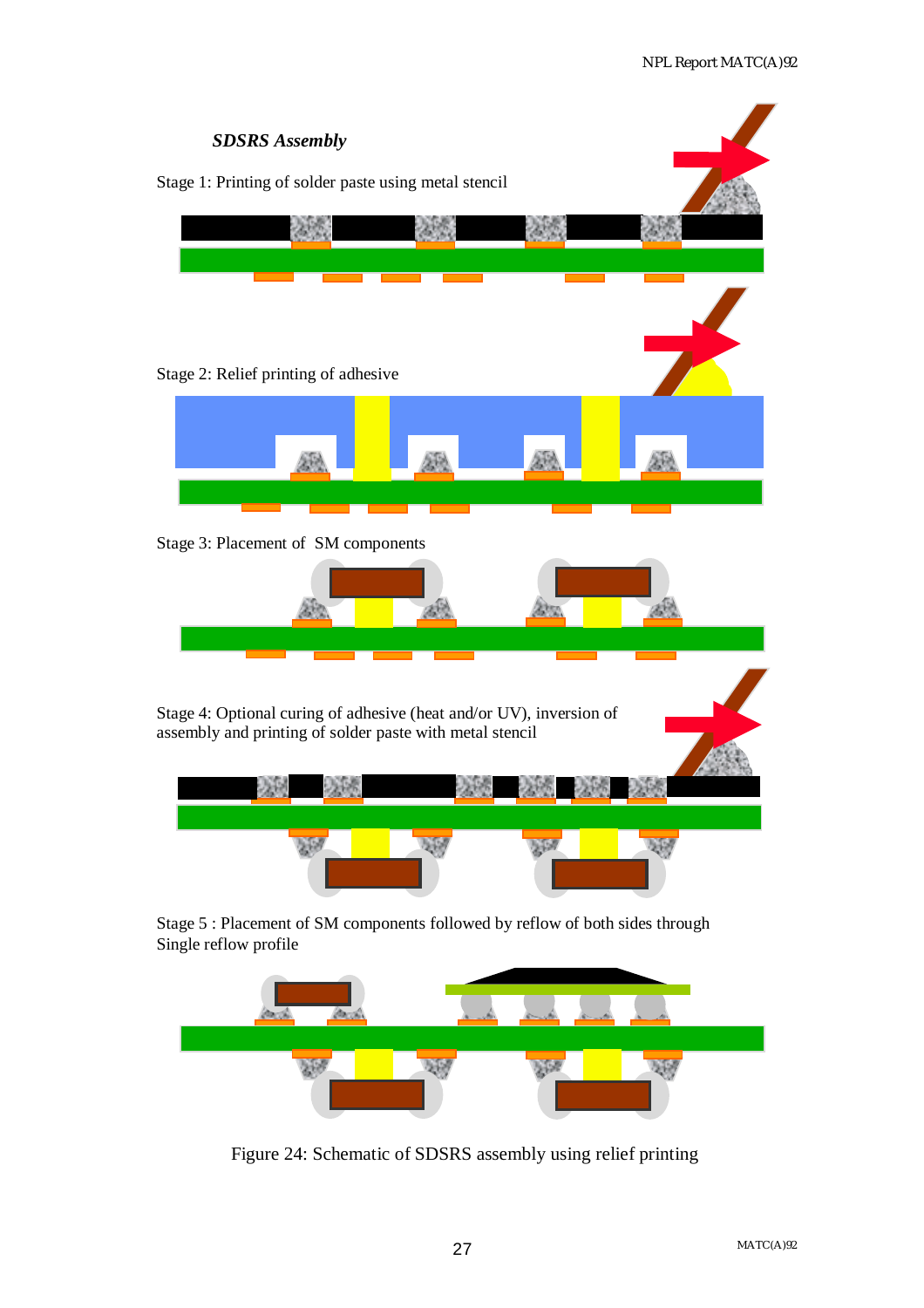***SDSRS Assembly***

Stage 1: Printing of solder paste using metal stencil

Stage 2: Relief printing of adhesive

Stage 3: Placement of SM components

Stage 4: Optional curing of adhesive (heat and/or UV), inversion of assembly and printing of solder paste with metal stencil

Stage 5 : Placement of SM components followed by reflow of both sides through Single reflow profile

Figure 24: Schematic of SDSRS assembly using relief printing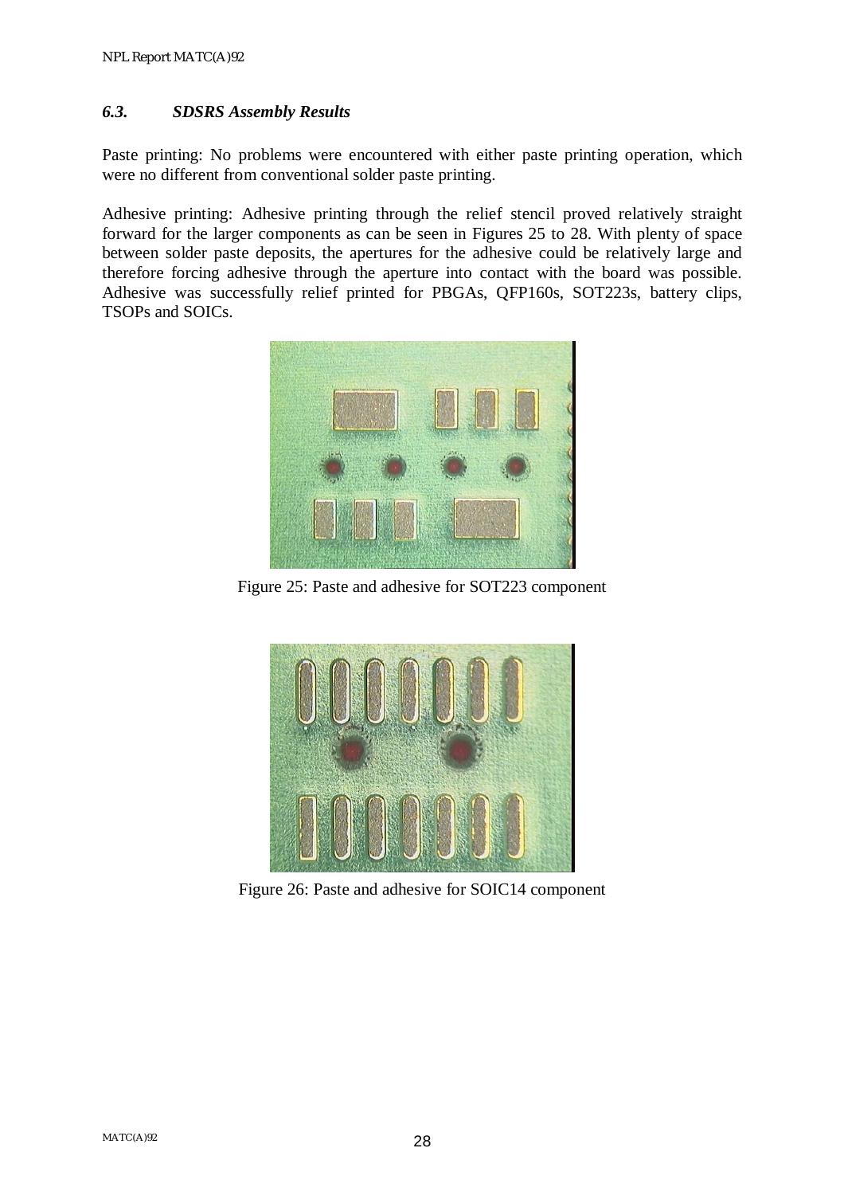### *6.3. SDSRS Assembly Results*

Paste printing: No problems were encountered with either paste printing operation, which were no different from conventional solder paste printing.

Adhesive printing: Adhesive printing through the relief stencil proved relatively straight forward for the larger components as can be seen in Figures 25 to 28. With plenty of space between solder paste deposits, the apertures for the adhesive could be relatively large and therefore forcing adhesive through the aperture into contact with the board was possible. Adhesive was successfully relief printed for PBGAs, QFP160s, SOT223s, battery clips, TSOPs and SOICs.

Figure 25: Paste and adhesive for SOT223 component

Figure 26: Paste and adhesive for SOIC14 component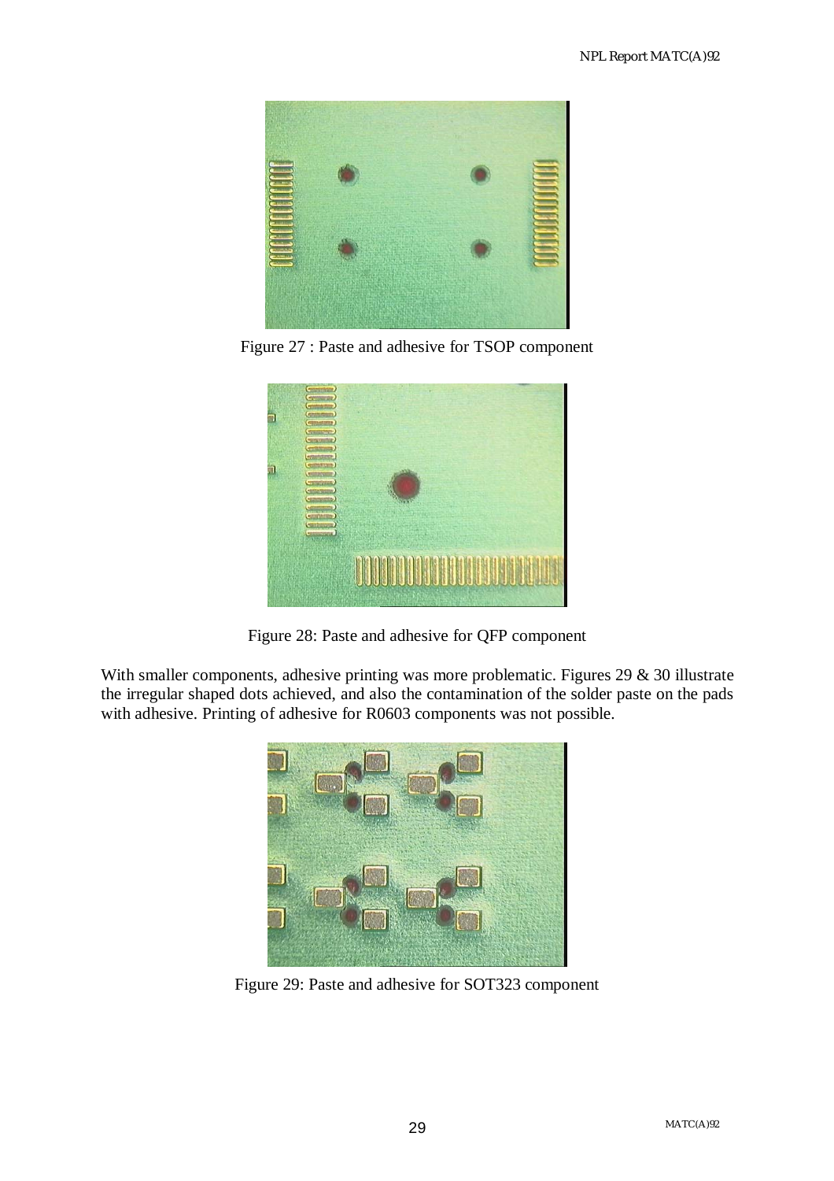Figure 27 : Paste and adhesive for TSOP component

Figure 28: Paste and adhesive for QFP component

With smaller components, adhesive printing was more problematic. Figures 29 & 30 illustrate the irregular shaped dots achieved, and also the contamination of the solder paste on the pads with adhesive. Printing of adhesive for R0603 components was not possible.

Figure 29: Paste and adhesive for SOT323 component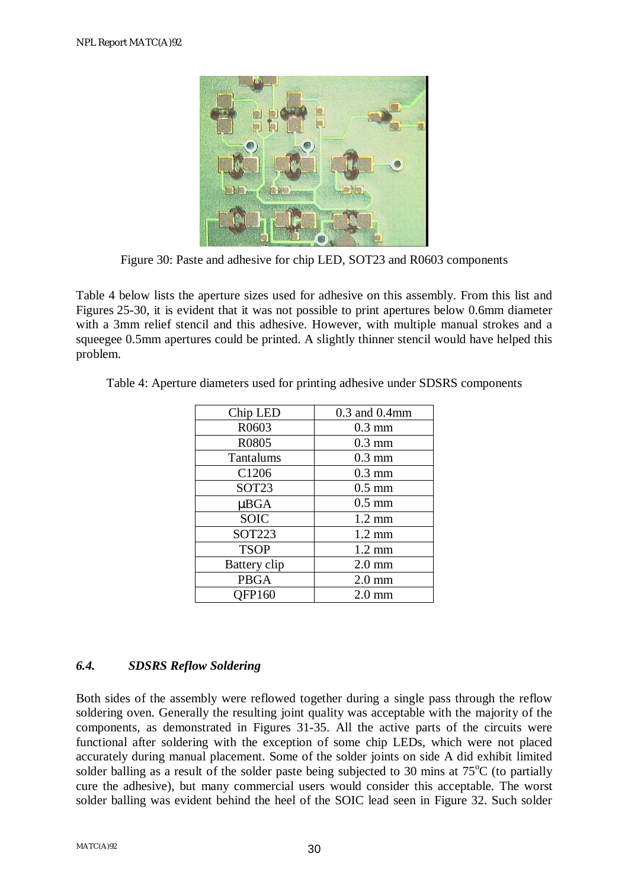Figure 30: Paste and adhesive for chip LED, SOT23 and R0603 components

Table 4 below lists the aperture sizes used for adhesive on this assembly. From this list and Figures 25-30, it is evident that it was not possible to print apertures below 0.6mm diameter with a 3mm relief stencil and this adhesive. However, with multiple manual strokes and a squeegee 0.5mm apertures could be printed. A slightly thinner stencil would have helped this problem.

Table 4: Aperture diameters used for printing adhesive under SDSRS components

| | |
|---|---|
| Chip LED | 0.3 and 0.4mm |
| R0603 | 0.3 mm |
| R0805 | 0.3 mm |
| Tantalums | 0.3 mm |
| C1206 | 0.3 mm |
| SOT23 | 0.5 mm |
| μBGA | 0.5 mm |
| SOIC | 1.2 mm |
| SOT223 | 1.2 mm |
| TSOP | 1.2 mm |
| Battery clip | 2.0 mm |
| PBGA | 2.0 mm |
| QFP160 | 2.0 mm |

### *6.4. SDSRS Reflow Soldering*

Both sides of the assembly were reflowed together during a single pass through the reflow soldering oven. Generally the resulting joint quality was acceptable with the majority of the components, as demonstrated in Figures 31-35. All the active parts of the circuits were functional after soldering with the exception of some chip LEDs, which were not placed accurately during manual placement. Some of the solder joints on side A did exhibit limited solder balling as a result of the solder paste being subjected to 30 mins at 75$^{o}$C (to partially cure the adhesive), but many commercial users would consider this acceptable. The worst solder balling was evident behind the heel of the SOIC lead seen in Figure 32. Such solder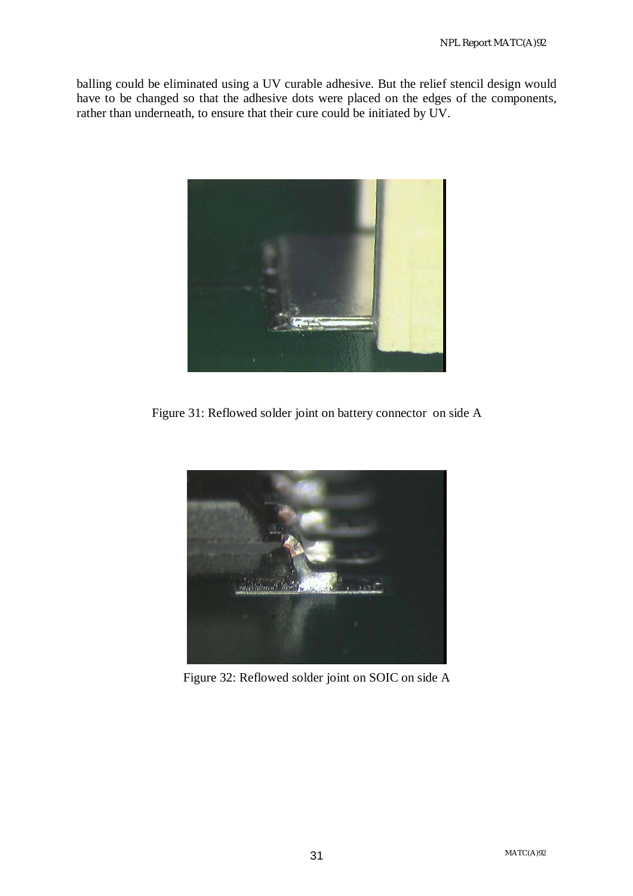balling could be eliminated using a UV curable adhesive. But the relief stencil design would have to be changed so that the adhesive dots were placed on the edges of the components, rather than underneath, to ensure that their cure could be initiated by UV.

Figure 31: Reflowed solder joint on battery connector on side A

Figure 32: Reflowed solder joint on SOIC on side A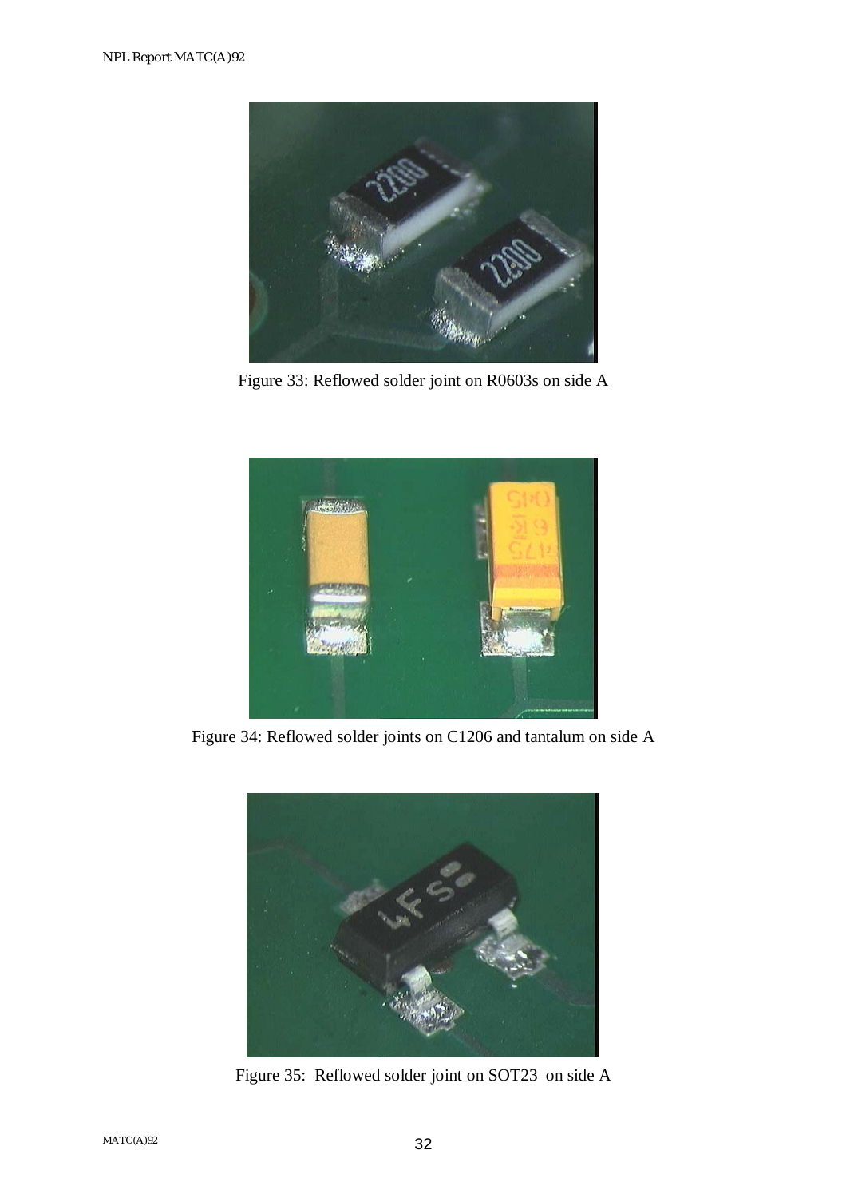Figure 33: Reflowed solder joint on R0603s on side A

Figure 34: Reflowed solder joints on C1206 and tantalum on side A

Figure 35: Reflowed solder joint on SOT23 on side A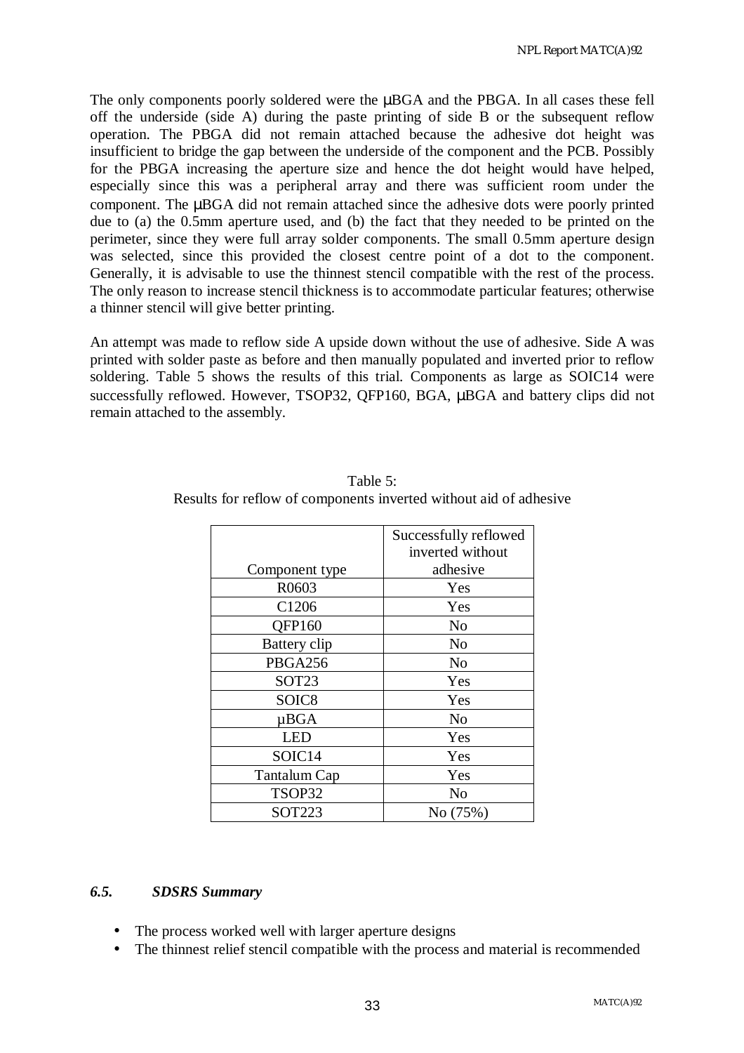The only components poorly soldered were the μBGA and the PBGA. In all cases these fell off the underside (side A) during the paste printing of side B or the subsequent reflow operation. The PBGA did not remain attached because the adhesive dot height was insufficient to bridge the gap between the underside of the component and the PCB. Possibly for the PBGA increasing the aperture size and hence the dot height would have helped, especially since this was a peripheral array and there was sufficient room under the component. The μBGA did not remain attached since the adhesive dots were poorly printed due to (a) the 0.5mm aperture used, and (b) the fact that they needed to be printed on the perimeter, since they were full array solder components. The small 0.5mm aperture design was selected, since this provided the closest centre point of a dot to the component. Generally, it is advisable to use the thinnest stencil compatible with the rest of the process. The only reason to increase stencil thickness is to accommodate particular features; otherwise a thinner stencil will give better printing.

An attempt was made to reflow side A upside down without the use of adhesive. Side A was printed with solder paste as before and then manually populated and inverted prior to reflow soldering. Table 5 shows the results of this trial. Components as large as SOIC14 were successfully reflowed. However, TSOP32, QFP160, BGA, μBGA and battery clips did not remain attached to the assembly.

Table 5:
Results for reflow of components inverted without aid of adhesive

| Component type | Successfully reflowed inverted without adhesive |
|---|---|
| R0603 | Yes |
| C1206 | Yes |
| QFP160 | No |
| Battery clip | No |
| PBGA256 | No |
| SOT23 | Yes |
| SOIC8 | Yes |
| μBGA | No |
| LED | Yes |
| SOIC14 | Yes |
| Tantalum Cap | Yes |
| TSOP32 | No |
| SOT223 | No (75%) |

### *6.5. SDSRS Summary*

- The process worked well with larger aperture designs
- The thinnest relief stencil compatible with the process and material is recommended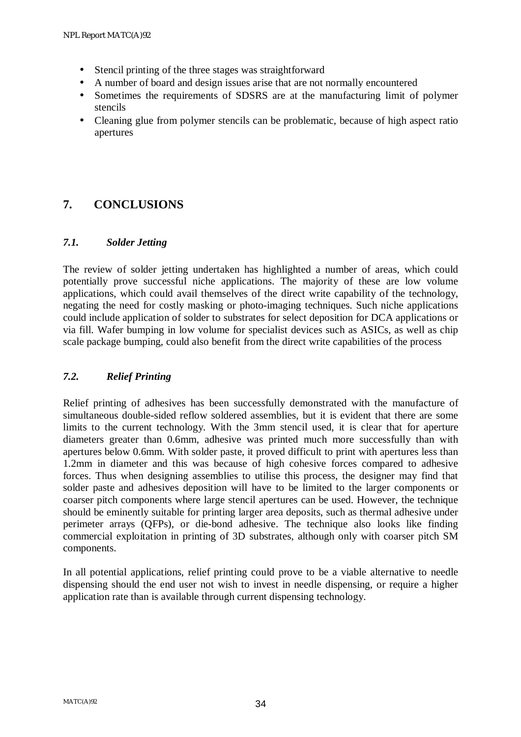- Stencil printing of the three stages was straightforward
- A number of board and design issues arise that are not normally encountered
- Sometimes the requirements of SDSRS are at the manufacturing limit of polymer stencils
- Cleaning glue from polymer stencils can be problematic, because of high aspect ratio apertures

# 7. CONCLUSIONS

## *7.1. Solder Jetting*

The review of solder jetting undertaken has highlighted a number of areas, which could potentially prove successful niche applications. The majority of these are low volume applications, which could avail themselves of the direct write capability of the technology, negating the need for costly masking or photo-imaging techniques. Such niche applications could include application of solder to substrates for select deposition for DCA applications or via fill. Wafer bumping in low volume for specialist devices such as ASICs, as well as chip scale package bumping, could also benefit from the direct write capabilities of the process

## *7.2. Relief Printing*

Relief printing of adhesives has been successfully demonstrated with the manufacture of simultaneous double-sided reflow soldered assemblies, but it is evident that there are some limits to the current technology. With the 3mm stencil used, it is clear that for aperture diameters greater than 0.6mm, adhesive was printed much more successfully than with apertures below 0.6mm. With solder paste, it proved difficult to print with apertures less than 1.2mm in diameter and this was because of high cohesive forces compared to adhesive forces. Thus when designing assemblies to utilise this process, the designer may find that solder paste and adhesives deposition will have to be limited to the larger components or coarser pitch components where large stencil apertures can be used. However, the technique should be eminently suitable for printing larger area deposits, such as thermal adhesive under perimeter arrays (QFPs), or die-bond adhesive. The technique also looks like finding commercial exploitation in printing of 3D substrates, although only with coarser pitch SM components.

In all potential applications, relief printing could prove to be a viable alternative to needle dispensing should the end user not wish to invest in needle dispensing, or require a higher application rate than is available through current dispensing technology.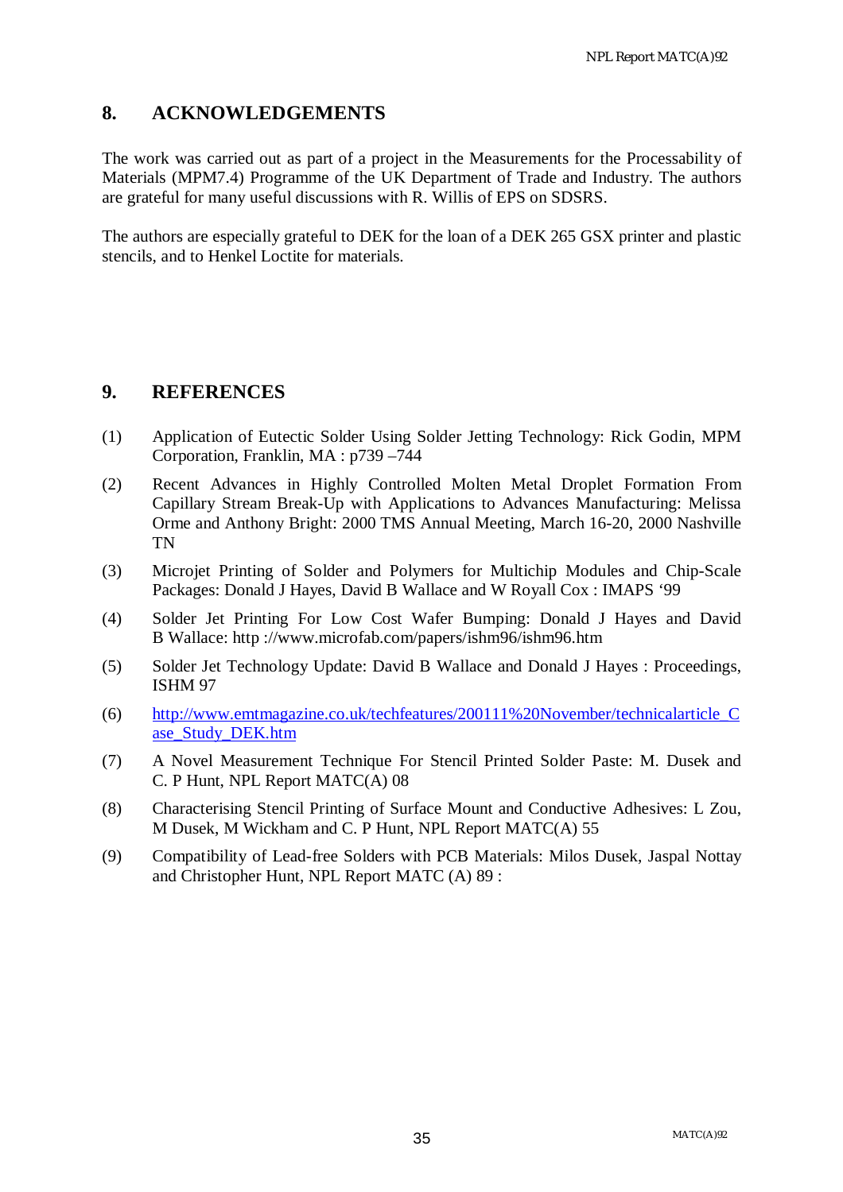## 8. ACKNOWLEDGEMENTS

The work was carried out as part of a project in the Measurements for the Processability of Materials (MPM7.4) Programme of the UK Department of Trade and Industry. The authors are grateful for many useful discussions with R. Willis of EPS on SDSRS.

The authors are especially grateful to DEK for the loan of a DEK 265 GSX printer and plastic stencils, and to Henkel Loctite for materials.

## 9. REFERENCES

(1) Application of Eutectic Solder Using Solder Jetting Technology: Rick Godin, MPM Corporation, Franklin, MA : p739 –744

(2) Recent Advances in Highly Controlled Molten Metal Droplet Formation From Capillary Stream Break-Up with Applications to Advances Manufacturing: Melissa Orme and Anthony Bright: 2000 TMS Annual Meeting, March 16-20, 2000 Nashville TN

(3) Microjet Printing of Solder and Polymers for Multichip Modules and Chip-Scale Packages: Donald J Hayes, David B Wallace and W Royall Cox : IMAPS '99

(4) Solder Jet Printing For Low Cost Wafer Bumping: Donald J Hayes and David B Wallace: http ://www.microfab.com/papers/ishm96/ishm96.htm

(5) Solder Jet Technology Update: David B Wallace and Donald J Hayes : Proceedings, ISHM 97

(6) http://www.emtmagazine.co.uk/techfeatures/200111%20November/technicalarticle_Case_Study_DEK.htm

(7) A Novel Measurement Technique For Stencil Printed Solder Paste: M. Dusek and C. P Hunt, NPL Report MATC(A) 08

(8) Characterising Stencil Printing of Surface Mount and Conductive Adhesives: L Zou, M Dusek, M Wickham and C. P Hunt, NPL Report MATC(A) 55

(9) Compatibility of Lead-free Solders with PCB Materials: Milos Dusek, Jaspal Nottay and Christopher Hunt, NPL Report MATC (A) 89 :